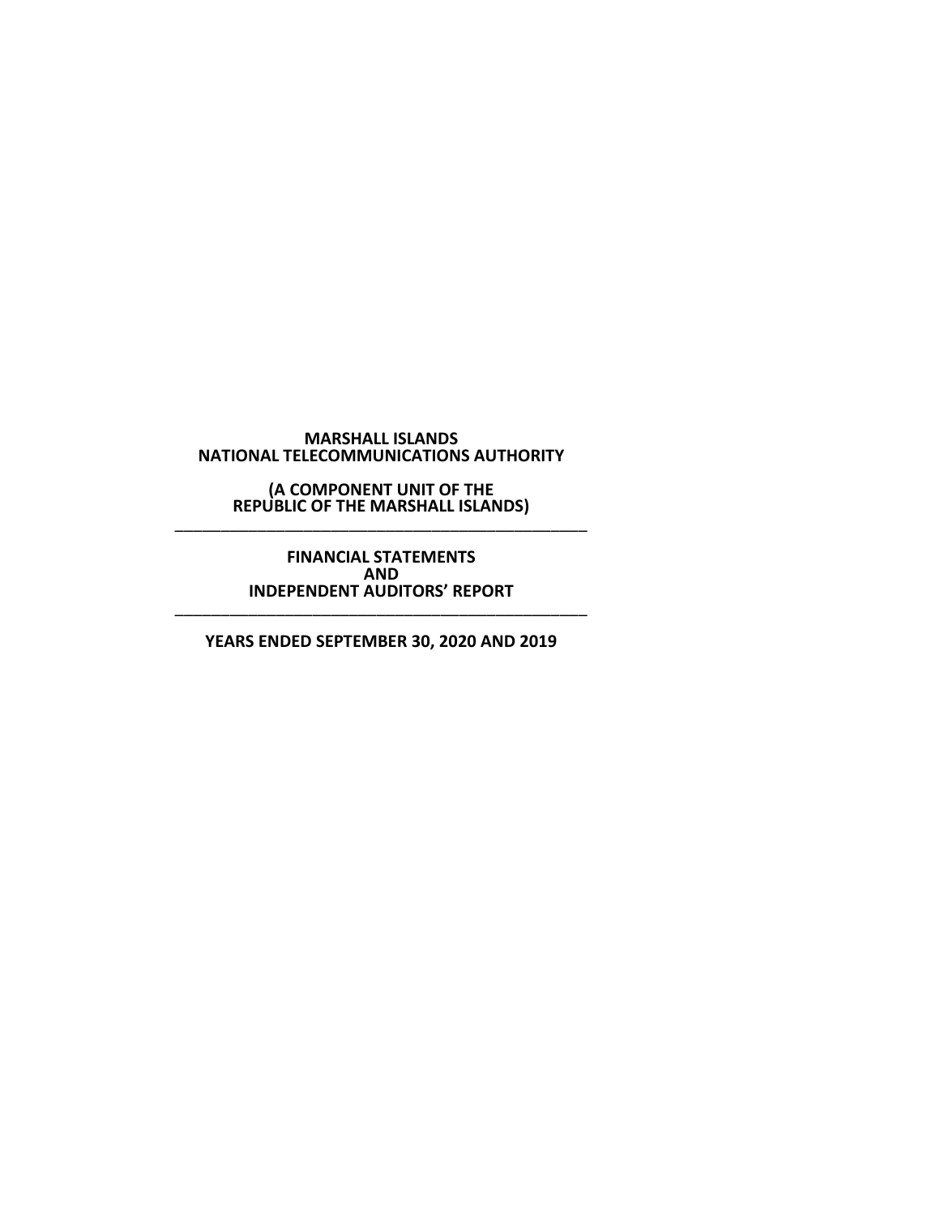# MARSHALL ISLANDS NATIONAL TELECOMMUNICATIONS AUTHORITY

**(A COMPONENT UNIT OF THE REPUBLIC OF THE MARSHALL ISLANDS)**

---

**FINANCIAL STATEMENTS**
**AND**
**INDEPENDENT AUDITORS' REPORT**

---

**YEARS ENDED SEPTEMBER 30, 2020 AND 2019**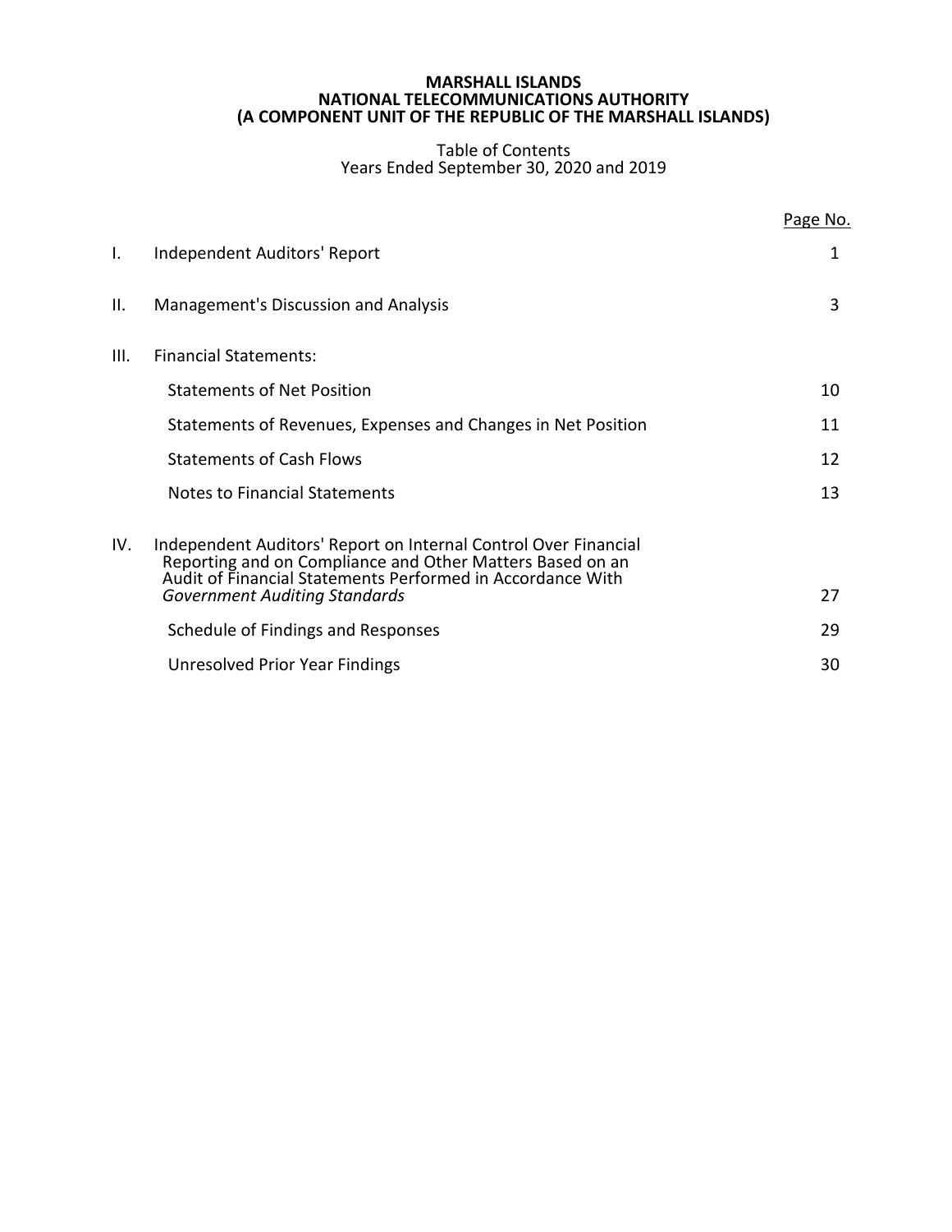# MARSHALL ISLANDS
# NATIONAL TELECOMMUNICATIONS AUTHORITY
# (A COMPONENT UNIT OF THE REPUBLIC OF THE MARSHALL ISLANDS)

Table of Contents
Years Ended September 30, 2020 and 2019

| | | Page No. |
|---|---|---|
| I. | Independent Auditors' Report | 1 |
| II. | Management's Discussion and Analysis | 3 |
| III. | Financial Statements: | |
| | Statements of Net Position | 10 |
| | Statements of Revenues, Expenses and Changes in Net Position | 11 |
| | Statements of Cash Flows | 12 |
| | Notes to Financial Statements | 13 |
| IV. | Independent Auditors' Report on Internal Control Over Financial Reporting and on Compliance and Other Matters Based on an Audit of Financial Statements Performed in Accordance With *Government Auditing Standards* | 27 |
| | Schedule of Findings and Responses | 29 |
| | Unresolved Prior Year Findings | 30 |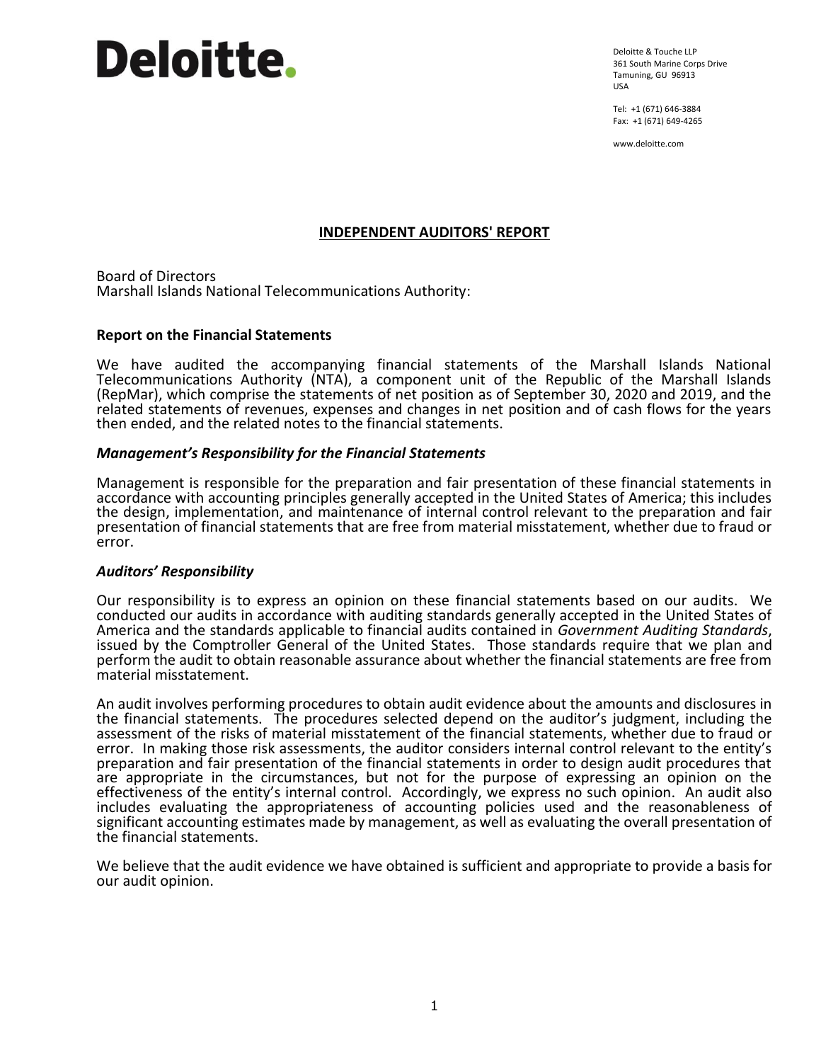Deloitte.

Deloitte & Touche LLP
361 South Marine Corps Drive
Tamuning, GU 96913
USA

Tel: +1 (671) 646-3884
Fax: +1 (671) 649-4265

www.deloitte.com

## INDEPENDENT AUDITORS' REPORT

Board of Directors
Marshall Islands National Telecommunications Authority:

### Report on the Financial Statements

We have audited the accompanying financial statements of the Marshall Islands National Telecommunications Authority (NTA), a component unit of the Republic of the Marshall Islands (RepMar), which comprise the statements of net position as of September 30, 2020 and 2019, and the related statements of revenues, expenses and changes in net position and of cash flows for the years then ended, and the related notes to the financial statements.

### *Management's Responsibility for the Financial Statements*

Management is responsible for the preparation and fair presentation of these financial statements in accordance with accounting principles generally accepted in the United States of America; this includes the design, implementation, and maintenance of internal control relevant to the preparation and fair presentation of financial statements that are free from material misstatement, whether due to fraud or error.

### *Auditors' Responsibility*

Our responsibility is to express an opinion on these financial statements based on our audits. We conducted our audits in accordance with auditing standards generally accepted in the United States of America and the standards applicable to financial audits contained in *Government Auditing Standards*, issued by the Comptroller General of the United States. Those standards require that we plan and perform the audit to obtain reasonable assurance about whether the financial statements are free from material misstatement.

An audit involves performing procedures to obtain audit evidence about the amounts and disclosures in the financial statements. The procedures selected depend on the auditor's judgment, including the assessment of the risks of material misstatement of the financial statements, whether due to fraud or error. In making those risk assessments, the auditor considers internal control relevant to the entity's preparation and fair presentation of the financial statements in order to design audit procedures that are appropriate in the circumstances, but not for the purpose of expressing an opinion on the effectiveness of the entity's internal control. Accordingly, we express no such opinion. An audit also includes evaluating the appropriateness of accounting policies used and the reasonableness of significant accounting estimates made by management, as well as evaluating the overall presentation of the financial statements.

We believe that the audit evidence we have obtained is sufficient and appropriate to provide a basis for our audit opinion.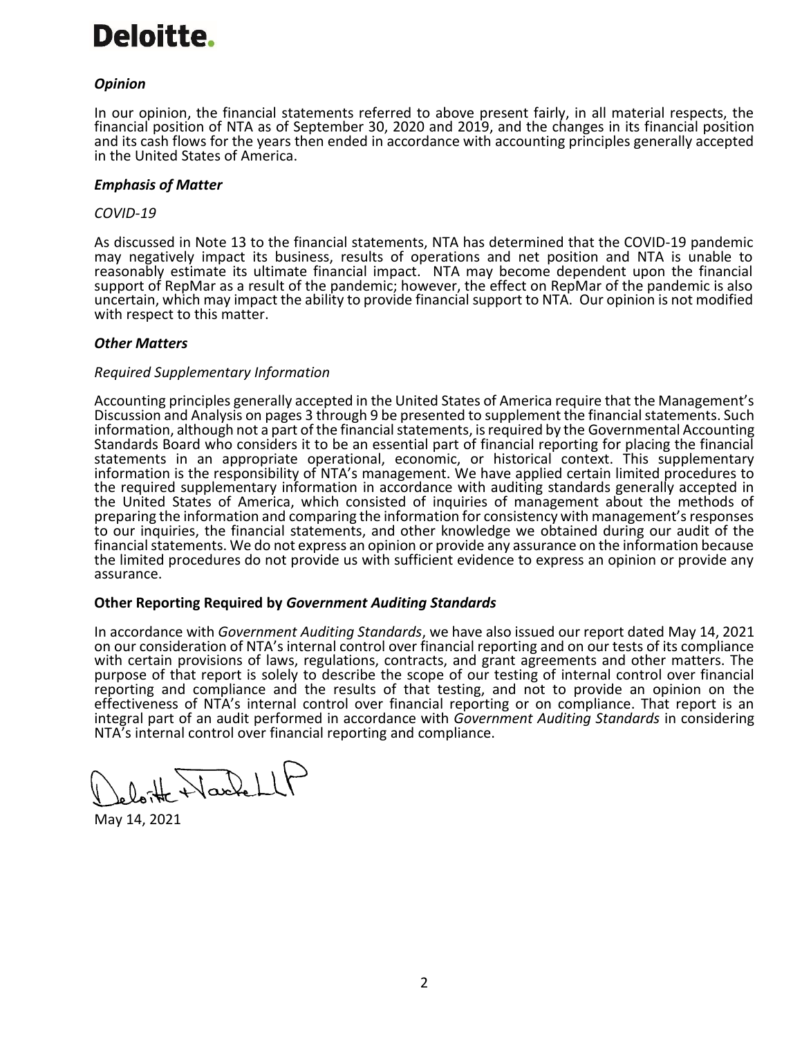**Deloitte.**

### *Opinion*

In our opinion, the financial statements referred to above present fairly, in all material respects, the financial position of NTA as of September 30, 2020 and 2019, and the changes in its financial position and its cash flows for the years then ended in accordance with accounting principles generally accepted in the United States of America.

### *Emphasis of Matter*

*COVID-19*

As discussed in Note 13 to the financial statements, NTA has determined that the COVID-19 pandemic may negatively impact its business, results of operations and net position and NTA is unable to reasonably estimate its ultimate financial impact. NTA may become dependent upon the financial support of RepMar as a result of the pandemic; however, the effect on RepMar of the pandemic is also uncertain, which may impact the ability to provide financial support to NTA. Our opinion is not modified with respect to this matter.

### *Other Matters*

*Required Supplementary Information*

Accounting principles generally accepted in the United States of America require that the Management's Discussion and Analysis on pages 3 through 9 be presented to supplement the financial statements. Such information, although not a part of the financial statements, is required by the Governmental Accounting Standards Board who considers it to be an essential part of financial reporting for placing the financial statements in an appropriate operational, economic, or historical context. This supplementary information is the responsibility of NTA's management. We have applied certain limited procedures to the required supplementary information in accordance with auditing standards generally accepted in the United States of America, which consisted of inquiries of management about the methods of preparing the information and comparing the information for consistency with management's responses to our inquiries, the financial statements, and other knowledge we obtained during our audit of the financial statements. We do not express an opinion or provide any assurance on the information because the limited procedures do not provide us with sufficient evidence to express an opinion or provide any assurance.

### Other Reporting Required by *Government Auditing Standards*

In accordance with *Government Auditing Standards*, we have also issued our report dated May 14, 2021 on our consideration of NTA's internal control over financial reporting and on our tests of its compliance with certain provisions of laws, regulations, contracts, and grant agreements and other matters. The purpose of that report is solely to describe the scope of our testing of internal control over financial reporting and compliance and the results of that testing, and not to provide an opinion on the effectiveness of NTA's internal control over financial reporting or on compliance. That report is an integral part of an audit performed in accordance with *Government Auditing Standards* in considering NTA's internal control over financial reporting and compliance.

Deloitte + Touche LLP

May 14, 2021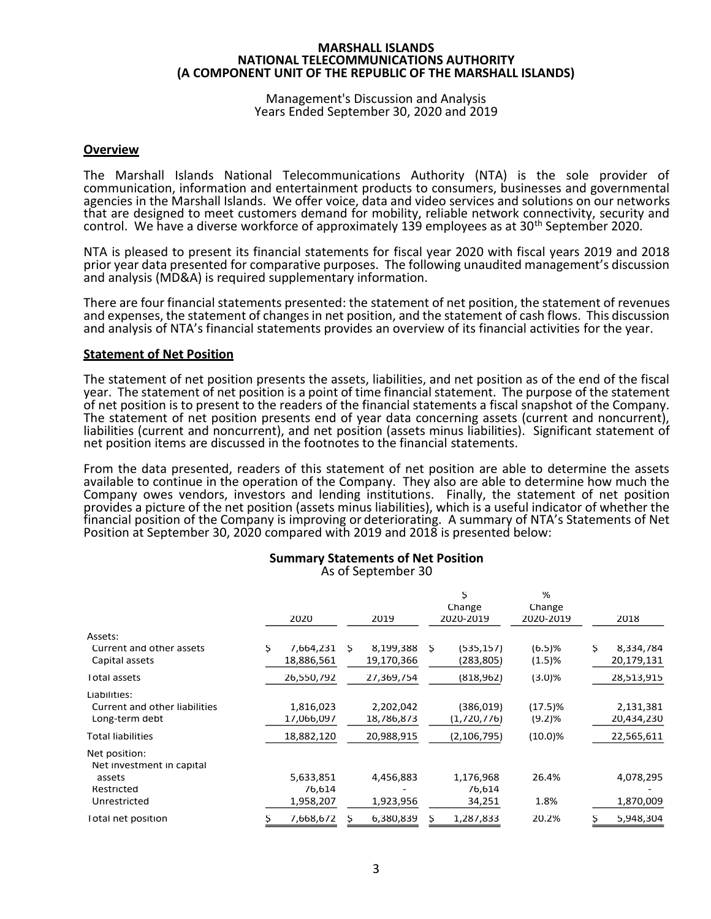# MARSHALL ISLANDS NATIONAL TELECOMMUNICATIONS AUTHORITY (A COMPONENT UNIT OF THE REPUBLIC OF THE MARSHALL ISLANDS)

Management's Discussion and Analysis
Years Ended September 30, 2020 and 2019

## Overview

The Marshall Islands National Telecommunications Authority (NTA) is the sole provider of communication, information and entertainment products to consumers, businesses and governmental agencies in the Marshall Islands. We offer voice, data and video services and solutions on our networks that are designed to meet customers demand for mobility, reliable network connectivity, security and control. We have a diverse workforce of approximately 139 employees as at 30th September 2020.

NTA is pleased to present its financial statements for fiscal year 2020 with fiscal years 2019 and 2018 prior year data presented for comparative purposes. The following unaudited management's discussion and analysis (MD&A) is required supplementary information.

There are four financial statements presented: the statement of net position, the statement of revenues and expenses, the statement of changes in net position, and the statement of cash flows. This discussion and analysis of NTA's financial statements provides an overview of its financial activities for the year.

## Statement of Net Position

The statement of net position presents the assets, liabilities, and net position as of the end of the fiscal year. The statement of net position is a point of time financial statement. The purpose of the statement of net position is to present to the readers of the financial statements a fiscal snapshot of the Company. The statement of net position presents end of year data concerning assets (current and noncurrent), liabilities (current and noncurrent), and net position (assets minus liabilities). Significant statement of net position items are discussed in the footnotes to the financial statements.

From the data presented, readers of this statement of net position are able to determine the assets available to continue in the operation of the Company. They also are able to determine how much the Company owes vendors, investors and lending institutions. Finally, the statement of net position provides a picture of the net position (assets minus liabilities), which is a useful indicator of whether the financial position of the Company is improving or deteriorating. A summary of NTA's Statements of Net Position at September 30, 2020 compared with 2019 and 2018 is presented below:

**Summary Statements of Net Position**
As of September 30

| | 2020 | 2019 | $ Change 2020-2019 | % Change 2020-2019 | 2018 |
|---|---|---|---|---|---|
| Assets: | | | | | |
| Current and other assets | $ 7,664,231 | $ 8,199,388 | $ (535,157) | (6.5)% | $ 8,334,784 |
| Capital assets | 18,886,561 | 19,170,366 | (283,805) | (1.5)% | 20,179,131 |
| Total assets | 26,550,792 | 27,369,754 | (818,962) | (3.0)% | 28,513,915 |
| Liabilities: | | | | | |
| Current and other liabilities | 1,816,023 | 2,202,042 | (386,019) | (17.5)% | 2,131,381 |
| Long-term debt | 17,066,097 | 18,786,873 | (1,720,776) | (9.2)% | 20,434,230 |
| Total liabilities | 18,882,120 | 20,988,915 | (2,106,795) | (10.0)% | 22,565,611 |
| Net position: | | | | | |
| Net investment in capital assets | 5,633,851 | 4,456,883 | 1,176,968 | 26.4% | 4,078,295 |
| Restricted | 76,614 | - | 76,614 | | - |
| Unrestricted | 1,958,207 | 1,923,956 | 34,251 | 1.8% | 1,870,009 |
| Total net position | $ 7,668,672 | $ 6,380,839 | $ 1,287,833 | 20.2% | $ 5,948,304 |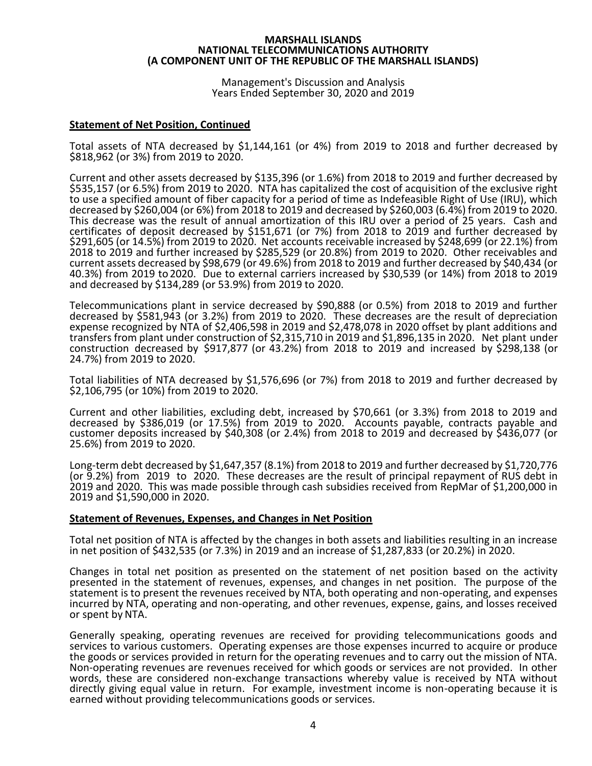## Statement of Net Position, Continued

Total assets of NTA decreased by $1,144,161 (or 4%) from 2019 to 2018 and further decreased by $818,962 (or 3%) from 2019 to 2020.

Current and other assets decreased by $135,396 (or 1.6%) from 2018 to 2019 and further decreased by $535,157 (or 6.5%) from 2019 to 2020. NTA has capitalized the cost of acquisition of the exclusive right to use a specified amount of fiber capacity for a period of time as Indefeasible Right of Use (IRU), which decreased by $260,004 (or 6%) from 2018 to 2019 and decreased by $260,003 (6.4%) from 2019 to 2020. This decrease was the result of annual amortization of this IRU over a period of 25 years. Cash and certificates of deposit decreased by $151,671 (or 7%) from 2018 to 2019 and further decreased by $291,605 (or 14.5%) from 2019 to 2020. Net accounts receivable increased by $248,699 (or 22.1%) from 2018 to 2019 and further increased by $285,529 (or 20.8%) from 2019 to 2020. Other receivables and current assets decreased by $98,679 (or 49.6%) from 2018 to 2019 and further decreased by $40,434 (or 40.3%) from 2019 to 2020. Due to external carriers increased by $30,539 (or 14%) from 2018 to 2019 and decreased by $134,289 (or 53.9%) from 2019 to 2020.

Telecommunications plant in service decreased by $90,888 (or 0.5%) from 2018 to 2019 and further decreased by $581,943 (or 3.2%) from 2019 to 2020. These decreases are the result of depreciation expense recognized by NTA of $2,406,598 in 2019 and $2,478,078 in 2020 offset by plant additions and transfers from plant under construction of $2,315,710 in 2019 and $1,896,135 in 2020. Net plant under construction decreased by $917,877 (or 43.2%) from 2018 to 2019 and increased by $298,138 (or 24.7%) from 2019 to 2020.

Total liabilities of NTA decreased by $1,576,696 (or 7%) from 2018 to 2019 and further decreased by $2,106,795 (or 10%) from 2019 to 2020.

Current and other liabilities, excluding debt, increased by $70,661 (or 3.3%) from 2018 to 2019 and decreased by $386,019 (or 17.5%) from 2019 to 2020. Accounts payable, contracts payable and customer deposits increased by $40,308 (or 2.4%) from 2018 to 2019 and decreased by $436,077 (or 25.6%) from 2019 to 2020.

Long-term debt decreased by $1,647,357 (8.1%) from 2018 to 2019 and further decreased by $1,720,776 (or 9.2%) from 2019 to 2020. These decreases are the result of principal repayment of RUS debt in 2019 and 2020. This was made possible through cash subsidies received from RepMar of $1,200,000 in 2019 and $1,590,000 in 2020.

## Statement of Revenues, Expenses, and Changes in Net Position

Total net position of NTA is affected by the changes in both assets and liabilities resulting in an increase in net position of $432,535 (or 7.3%) in 2019 and an increase of $1,287,833 (or 20.2%) in 2020.

Changes in total net position as presented on the statement of net position based on the activity presented in the statement of revenues, expenses, and changes in net position. The purpose of the statement is to present the revenues received by NTA, both operating and non-operating, and expenses incurred by NTA, operating and non-operating, and other revenues, expense, gains, and losses received or spent by NTA.

Generally speaking, operating revenues are received for providing telecommunications goods and services to various customers. Operating expenses are those expenses incurred to acquire or produce the goods or services provided in return for the operating revenues and to carry out the mission of NTA. Non-operating revenues are revenues received for which goods or services are not provided. In other words, these are considered non-exchange transactions whereby value is received by NTA without directly giving equal value in return. For example, investment income is non-operating because it is earned without providing telecommunications goods or services.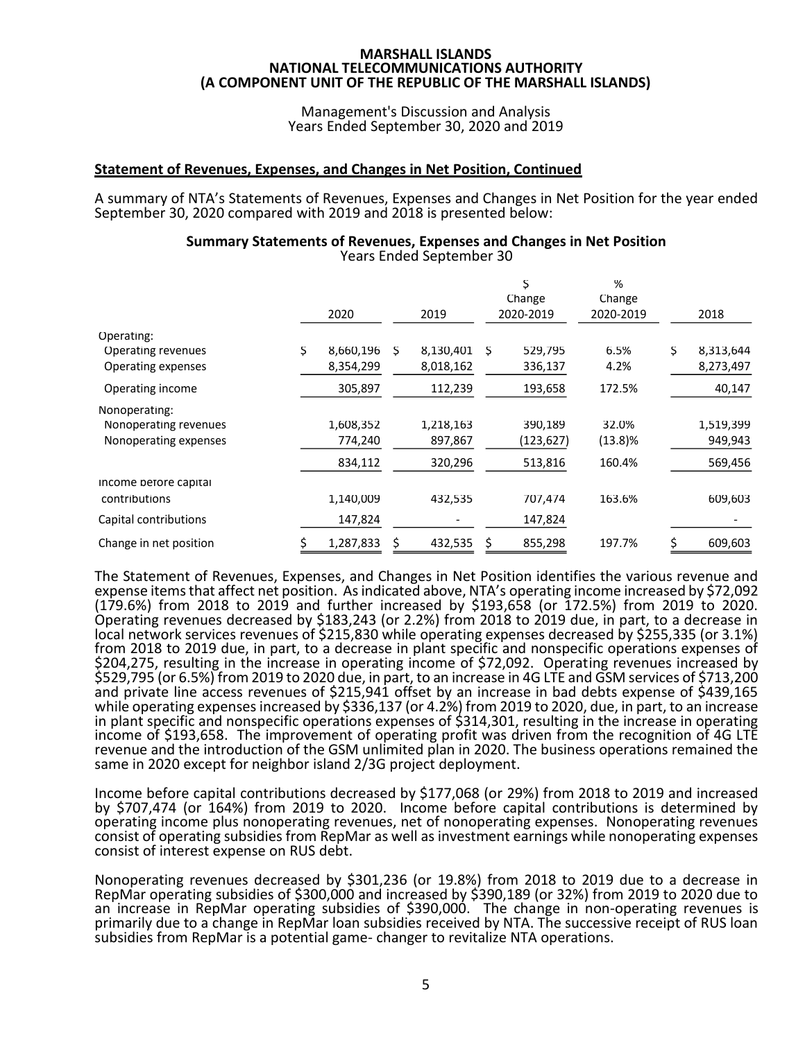**MARSHALL ISLANDS**
**NATIONAL TELECOMMUNICATIONS AUTHORITY**
**(A COMPONENT UNIT OF THE REPUBLIC OF THE MARSHALL ISLANDS)**

Management's Discussion and Analysis
Years Ended September 30, 2020 and 2019

## Statement of Revenues, Expenses, and Changes in Net Position, Continued

A summary of NTA's Statements of Revenues, Expenses and Changes in Net Position for the year ended September 30, 2020 compared with 2019 and 2018 is presented below:

**Summary Statements of Revenues, Expenses and Changes in Net Position**
Years Ended September 30

| | 2020 | 2019 | $ Change 2020-2019 | % Change 2020-2019 | 2018 |
|---|---|---|---|---|---|
| Operating: | | | | | |
| Operating revenues | $ 8,660,196 | $ 8,130,401 | $ 529,795 | 6.5% | $ 8,313,644 |
| Operating expenses | 8,354,299 | 8,018,162 | 336,137 | 4.2% | 8,273,497 |
| Operating income | 305,897 | 112,239 | 193,658 | 172.5% | 40,147 |
| Nonoperating: | | | | | |
| Nonoperating revenues | 1,608,352 | 1,218,163 | 390,189 | 32.0% | 1,519,399 |
| Nonoperating expenses | 774,240 | 897,867 | (123,627) | (13.8)% | 949,943 |
| | 834,112 | 320,296 | 513,816 | 160.4% | 569,456 |
| Income before capital contributions | 1,140,009 | 432,535 | 707,474 | 163.6% | 609,603 |
| Capital contributions | 147,824 | - | 147,824 | | - |
| Change in net position | $ 1,287,833 | $ 432,535 | $ 855,298 | 197.7% | $ 609,603 |

The Statement of Revenues, Expenses, and Changes in Net Position identifies the various revenue and expense items that affect net position. As indicated above, NTA's operating income increased by $72,092 (179.6%) from 2018 to 2019 and further increased by $193,658 (or 172.5%) from 2019 to 2020. Operating revenues decreased by $183,243 (or 2.2%) from 2018 to 2019 due, in part, to a decrease in local network services revenues of $215,830 while operating expenses decreased by $255,335 (or 3.1%) from 2018 to 2019 due, in part, to a decrease in plant specific and nonspecific operations expenses of $204,275, resulting in the increase in operating income of $72,092. Operating revenues increased by $529,795 (or 6.5%) from 2019 to 2020 due, in part, to an increase in 4G LTE and GSM services of $713,200 and private line access revenues of $215,941 offset by an increase in bad debts expense of $439,165 while operating expenses increased by $336,137 (or 4.2%) from 2019 to 2020, due, in part, to an increase in plant specific and nonspecific operations expenses of $314,301, resulting in the increase in operating income of $193,658. The improvement of operating profit was driven from the recognition of 4G LTE revenue and the introduction of the GSM unlimited plan in 2020. The business operations remained the same in 2020 except for neighbor island 2/3G project deployment.

Income before capital contributions decreased by $177,068 (or 29%) from 2018 to 2019 and increased by $707,474 (or 164%) from 2019 to 2020. Income before capital contributions is determined by operating income plus nonoperating revenues, net of nonoperating expenses. Nonoperating revenues consist of operating subsidies from RepMar as well as investment earnings while nonoperating expenses consist of interest expense on RUS debt.

Nonoperating revenues decreased by $301,236 (or 19.8%) from 2018 to 2019 due to a decrease in RepMar operating subsidies of $300,000 and increased by $390,189 (or 32%) from 2019 to 2020 due to an increase in RepMar operating subsidies of $390,000. The change in non-operating revenues is primarily due to a change in RepMar loan subsidies received by NTA. The successive receipt of RUS loan subsidies from RepMar is a potential game- changer to revitalize NTA operations.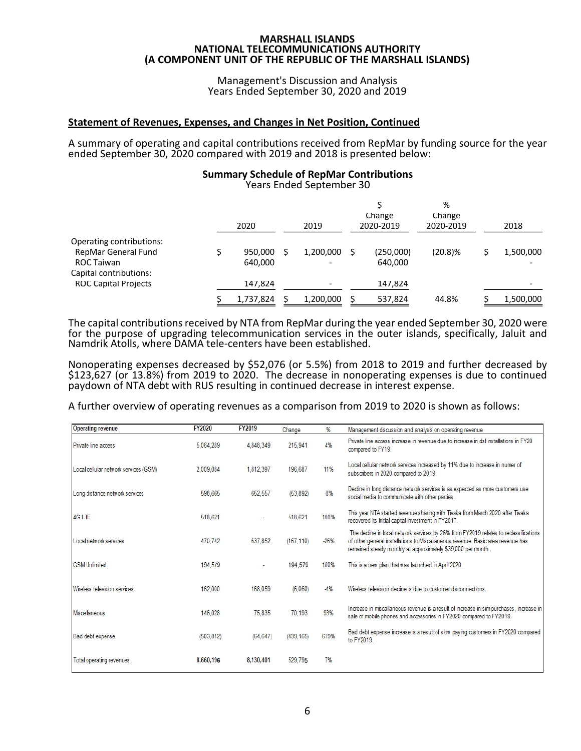## Statement of Revenues, Expenses, and Changes in Net Position, Continued

A summary of operating and capital contributions received from RepMar by funding source for the year ended September 30, 2020 compared with 2019 and 2018 is presented below:

### Summary Schedule of RepMar Contributions

Years Ended September 30

| | 2020 | 2019 | $ Change 2020-2019 | % Change 2020-2019 | 2018 |
|---|---|---|---|---|---|
| Operating contributions: | | | | | |
| RepMar General Fund | $ 950,000 | $ 1,200,000 | $ (250,000) | (20.8)% | $ 1,500,000 |
| ROC Taiwan | 640,000 | - | 640,000 | | - |
| Capital contributions: | | | | | |
| ROC Capital Projects | 147,824 | - | 147,824 | | - |
| | $ 1,737,824 | $ 1,200,000 | $ 537,824 | 44.8% | $ 1,500,000 |

The capital contributions received by NTA from RepMar during the year ended September 30, 2020 were for the purpose of upgrading telecommunication services in the outer islands, specifically, Jaluit and Namdrik Atolls, where DAMA tele-centers have been established.

Nonoperating expenses decreased by $52,076 (or 5.5%) from 2018 to 2019 and further decreased by $123,627 (or 13.8%) from 2019 to 2020. The decrease in nonoperating expenses is due to continued paydown of NTA debt with RUS resulting in continued decrease in interest expense.

A further overview of operating revenues as a comparison from 2019 to 2020 is shown as follows:

| Operating revenue | FY2020 | FY2019 | Change | % | Management discussion and analysis on operating revenue |
|---|---|---|---|---|---|
| Private line access | 5,064,289 | 4,848,349 | 215,941 | 4% | Private line access increase in revenue due to increase in dsl installations in FY20 compared to FY19. |
| Local cellular network services (GSM) | 2,009,084 | 1,812,397 | 196,687 | 11% | Local cellular network services increased by 11% due to increase in numer of subscribers in 2020 compared to 2019. |
| Long distance network services | 598,665 | 652,557 | (53,892) | -8% | Decline in long distance network services is as expected as more customers use social media to communicate with other parties. |
| 4G LTE | 518,621 | - | 518,621 | 100% | This year NTA started revenue sharing with Tivaka from March 2020 after Tivaka recovered its initial capital investment in FY2017. |
| Local network services | 470,742 | 637,852 | (167,110) | -26% | The decline in local network services by 26% from FY2019 relates to reclassifications of other general installations to Miscallaneous revenue. Basic area revenue has remained steady monthly at approximately $39,000 per month . |
| GSM Unlimited | 194,579 | - | 194,579 | 100% | This is a new plan that was launched in April 2020. |
| Wireless television services | 162,000 | 168,059 | (6,060) | -4% | Wireless television decline is due to customer disconnections. |
| Miscellaneous | 146,028 | 75,835 | 70,193 | 93% | Increase in miscallaneous revenue is a result of increase in sim purchases, increase in sale of mobile phones and accessories in FY2020 compared to FY2019. |
| Bad debt expense | (503,812) | (64,647) | (439,165) | 679% | Bad debt expense increase is a result of slow paying customers in FY2020 compared to FY2019. |
| Total operating revenues | **8,660,196** | **8,130,401** | 529,795 | 7% | |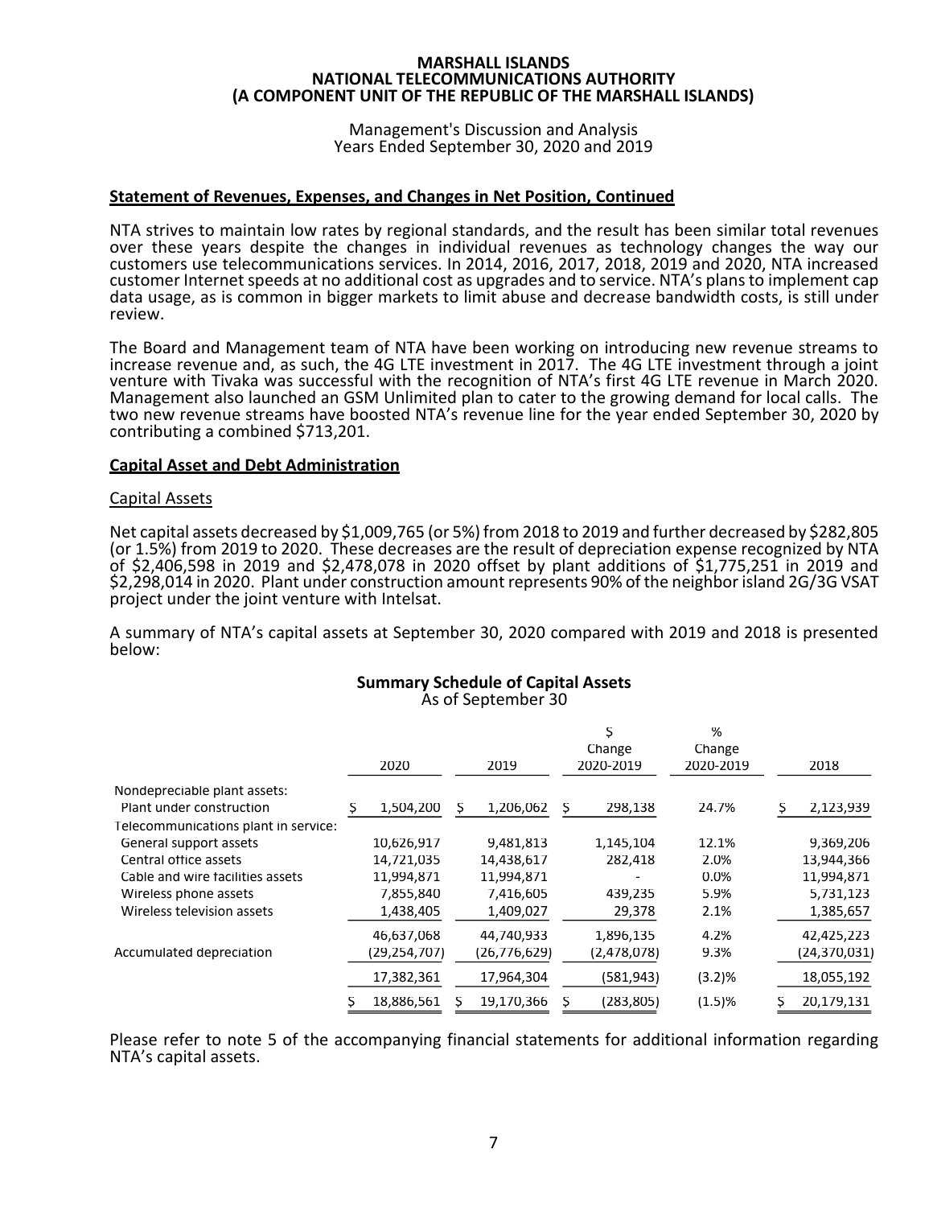MARSHALL ISLANDS
NATIONAL TELECOMMUNICATIONS AUTHORITY
(A COMPONENT UNIT OF THE REPUBLIC OF THE MARSHALL ISLANDS)

Management's Discussion and Analysis
Years Ended September 30, 2020 and 2019

**Statement of Revenues, Expenses, and Changes in Net Position, Continued**

NTA strives to maintain low rates by regional standards, and the result has been similar total revenues over these years despite the changes in individual revenues as technology changes the way our customers use telecommunications services. In 2014, 2016, 2017, 2018, 2019 and 2020, NTA increased customer Internet speeds at no additional cost as upgrades and to service. NTA's plans to implement cap data usage, as is common in bigger markets to limit abuse and decrease bandwidth costs, is still under review.

The Board and Management team of NTA have been working on introducing new revenue streams to increase revenue and, as such, the 4G LTE investment in 2017. The 4G LTE investment through a joint venture with Tivaka was successful with the recognition of NTA's first 4G LTE revenue in March 2020. Management also launched an GSM Unlimited plan to cater to the growing demand for local calls. The two new revenue streams have boosted NTA's revenue line for the year ended September 30, 2020 by contributing a combined $713,201.

**Capital Asset and Debt Administration**

Capital Assets

Net capital assets decreased by $1,009,765 (or 5%) from 2018 to 2019 and further decreased by $282,805 (or 1.5%) from 2019 to 2020. These decreases are the result of depreciation expense recognized by NTA of $2,406,598 in 2019 and $2,478,078 in 2020 offset by plant additions of $1,775,251 in 2019 and $2,298,014 in 2020. Plant under construction amount represents 90% of the neighbor island 2G/3G VSAT project under the joint venture with Intelsat.

A summary of NTA's capital assets at September 30, 2020 compared with 2019 and 2018 is presented below:

**Summary Schedule of Capital Assets**
As of September 30

| | 2020 | 2019 | $ Change 2020-2019 | % Change 2020-2019 | 2018 |
|---|---|---|---|---|---|
| Nondepreciable plant assets: | | | | | |
| Plant under construction | $ 1,504,200 | $ 1,206,062 | $ 298,138 | 24.7% | $ 2,123,939 |
| Telecommunications plant in service: | | | | | |
| General support assets | 10,626,917 | 9,481,813 | 1,145,104 | 12.1% | 9,369,206 |
| Central office assets | 14,721,035 | 14,438,617 | 282,418 | 2.0% | 13,944,366 |
| Cable and wire facilities assets | 11,994,871 | 11,994,871 | - | 0.0% | 11,994,871 |
| Wireless phone assets | 7,855,840 | 7,416,605 | 439,235 | 5.9% | 5,731,123 |
| Wireless television assets | 1,438,405 | 1,409,027 | 29,378 | 2.1% | 1,385,657 |
| | 46,637,068 | 44,740,933 | 1,896,135 | 4.2% | 42,425,223 |
| Accumulated depreciation | (29,254,707) | (26,776,629) | (2,478,078) | 9.3% | (24,370,031) |
| | 17,382,361 | 17,964,304 | (581,943) | (3.2)% | 18,055,192 |
| | $ 18,886,561 | $ 19,170,366 | $ (283,805) | (1.5)% | $ 20,179,131 |

Please refer to note 5 of the accompanying financial statements for additional information regarding NTA's capital assets.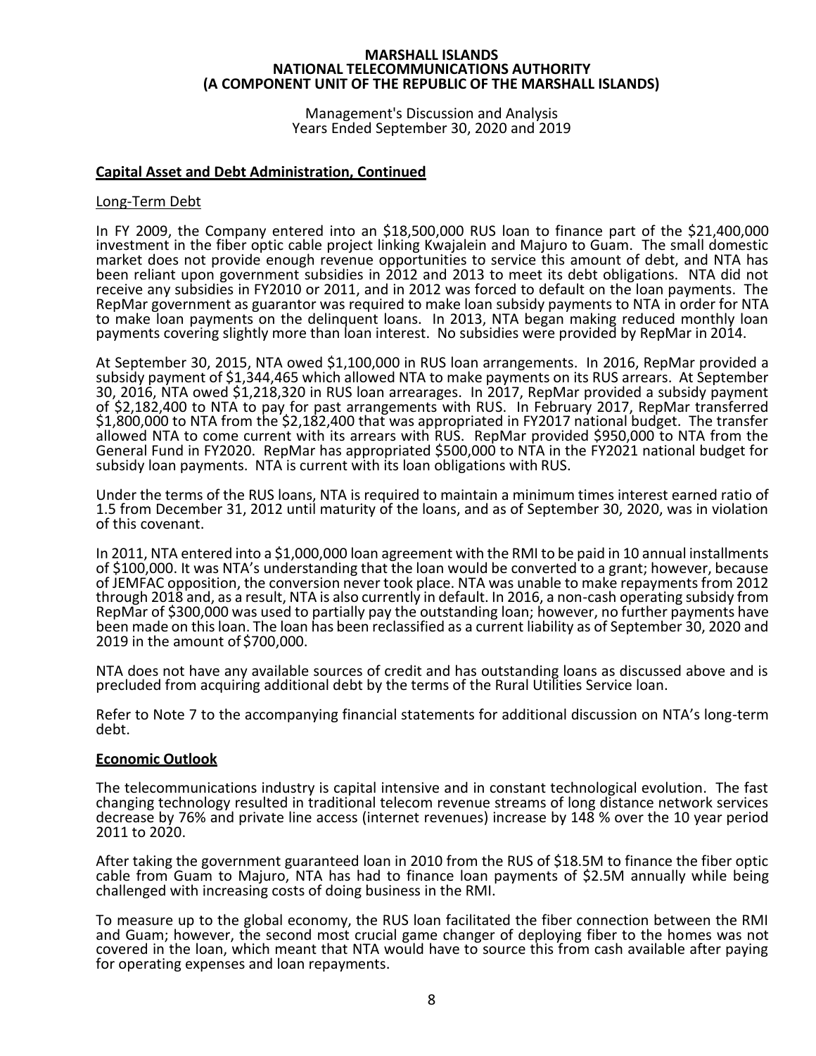# MARSHALL ISLANDS
# NATIONAL TELECOMMUNICATIONS AUTHORITY
# (A COMPONENT UNIT OF THE REPUBLIC OF THE MARSHALL ISLANDS)

Management's Discussion and Analysis
Years Ended September 30, 2020 and 2019

## Capital Asset and Debt Administration, Continued

### Long-Term Debt

In FY 2009, the Company entered into an $18,500,000 RUS loan to finance part of the $21,400,000 investment in the fiber optic cable project linking Kwajalein and Majuro to Guam. The small domestic market does not provide enough revenue opportunities to service this amount of debt, and NTA has been reliant upon government subsidies in 2012 and 2013 to meet its debt obligations. NTA did not receive any subsidies in FY2010 or 2011, and in 2012 was forced to default on the loan payments. The RepMar government as guarantor was required to make loan subsidy payments to NTA in order for NTA to make loan payments on the delinquent loans. In 2013, NTA began making reduced monthly loan payments covering slightly more than loan interest. No subsidies were provided by RepMar in 2014.

At September 30, 2015, NTA owed $1,100,000 in RUS loan arrangements. In 2016, RepMar provided a subsidy payment of $1,344,465 which allowed NTA to make payments on its RUS arrears. At September 30, 2016, NTA owed $1,218,320 in RUS loan arrearages. In 2017, RepMar provided a subsidy payment of $2,182,400 to NTA to pay for past arrangements with RUS. In February 2017, RepMar transferred $1,800,000 to NTA from the $2,182,400 that was appropriated in FY2017 national budget. The transfer allowed NTA to come current with its arrears with RUS. RepMar provided $950,000 to NTA from the General Fund in FY2020. RepMar has appropriated $500,000 to NTA in the FY2021 national budget for subsidy loan payments. NTA is current with its loan obligations with RUS.

Under the terms of the RUS loans, NTA is required to maintain a minimum times interest earned ratio of 1.5 from December 31, 2012 until maturity of the loans, and as of September 30, 2020, was in violation of this covenant.

In 2011, NTA entered into a $1,000,000 loan agreement with the RMI to be paid in 10 annual installments of $100,000. It was NTA's understanding that the loan would be converted to a grant; however, because of JEMFAC opposition, the conversion never took place. NTA was unable to make repayments from 2012 through 2018 and, as a result, NTA is also currently in default. In 2016, a non-cash operating subsidy from RepMar of $300,000 was used to partially pay the outstanding loan; however, no further payments have been made on this loan. The loan has been reclassified as a current liability as of September 30, 2020 and 2019 in the amount of $700,000.

NTA does not have any available sources of credit and has outstanding loans as discussed above and is precluded from acquiring additional debt by the terms of the Rural Utilities Service loan.

Refer to Note 7 to the accompanying financial statements for additional discussion on NTA's long-term debt.

## Economic Outlook

The telecommunications industry is capital intensive and in constant technological evolution. The fast changing technology resulted in traditional telecom revenue streams of long distance network services decrease by 76% and private line access (internet revenues) increase by 148 % over the 10 year period 2011 to 2020.

After taking the government guaranteed loan in 2010 from the RUS of $18.5M to finance the fiber optic cable from Guam to Majuro, NTA has had to finance loan payments of $2.5M annually while being challenged with increasing costs of doing business in the RMI.

To measure up to the global economy, the RUS loan facilitated the fiber connection between the RMI and Guam; however, the second most crucial game changer of deploying fiber to the homes was not covered in the loan, which meant that NTA would have to source this from cash available after paying for operating expenses and loan repayments.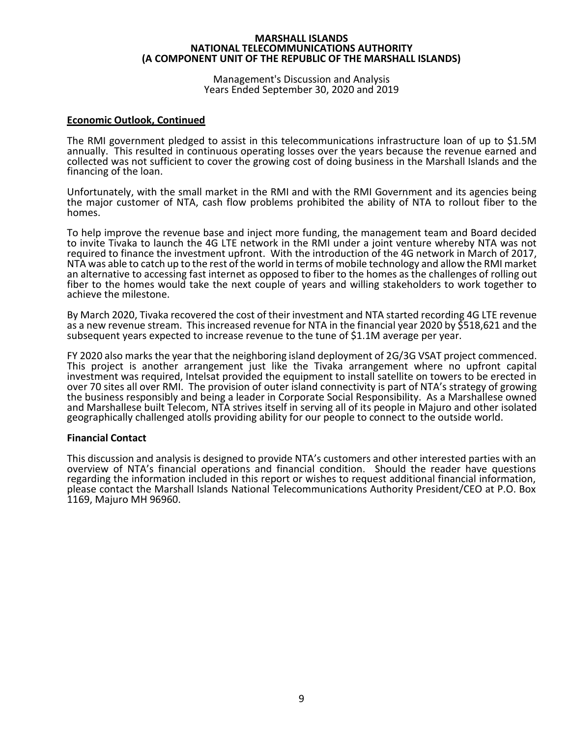## Economic Outlook, Continued

The RMI government pledged to assist in this telecommunications infrastructure loan of up to $1.5M annually. This resulted in continuous operating losses over the years because the revenue earned and collected was not sufficient to cover the growing cost of doing business in the Marshall Islands and the financing of the loan.

Unfortunately, with the small market in the RMI and with the RMI Government and its agencies being the major customer of NTA, cash flow problems prohibited the ability of NTA to rollout fiber to the homes.

To help improve the revenue base and inject more funding, the management team and Board decided to invite Tivaka to launch the 4G LTE network in the RMI under a joint venture whereby NTA was not required to finance the investment upfront. With the introduction of the 4G network in March of 2017, NTA was able to catch up to the rest of the world in terms of mobile technology and allow the RMI market an alternative to accessing fast internet as opposed to fiber to the homes as the challenges of rolling out fiber to the homes would take the next couple of years and willing stakeholders to work together to achieve the milestone.

By March 2020, Tivaka recovered the cost of their investment and NTA started recording 4G LTE revenue as a new revenue stream. This increased revenue for NTA in the financial year 2020 by $518,621 and the subsequent years expected to increase revenue to the tune of $1.1M average per year.

FY 2020 also marks the year that the neighboring island deployment of 2G/3G VSAT project commenced. This project is another arrangement just like the Tivaka arrangement where no upfront capital investment was required, Intelsat provided the equipment to install satellite on towers to be erected in over 70 sites all over RMI. The provision of outer island connectivity is part of NTA's strategy of growing the business responsibly and being a leader in Corporate Social Responsibility. As a Marshallese owned and Marshallese built Telecom, NTA strives itself in serving all of its people in Majuro and other isolated geographically challenged atolls providing ability for our people to connect to the outside world.

## Financial Contact

This discussion and analysis is designed to provide NTA's customers and other interested parties with an overview of NTA's financial operations and financial condition. Should the reader have questions regarding the information included in this report or wishes to request additional financial information, please contact the Marshall Islands National Telecommunications Authority President/CEO at P.O. Box 1169, Majuro MH 96960.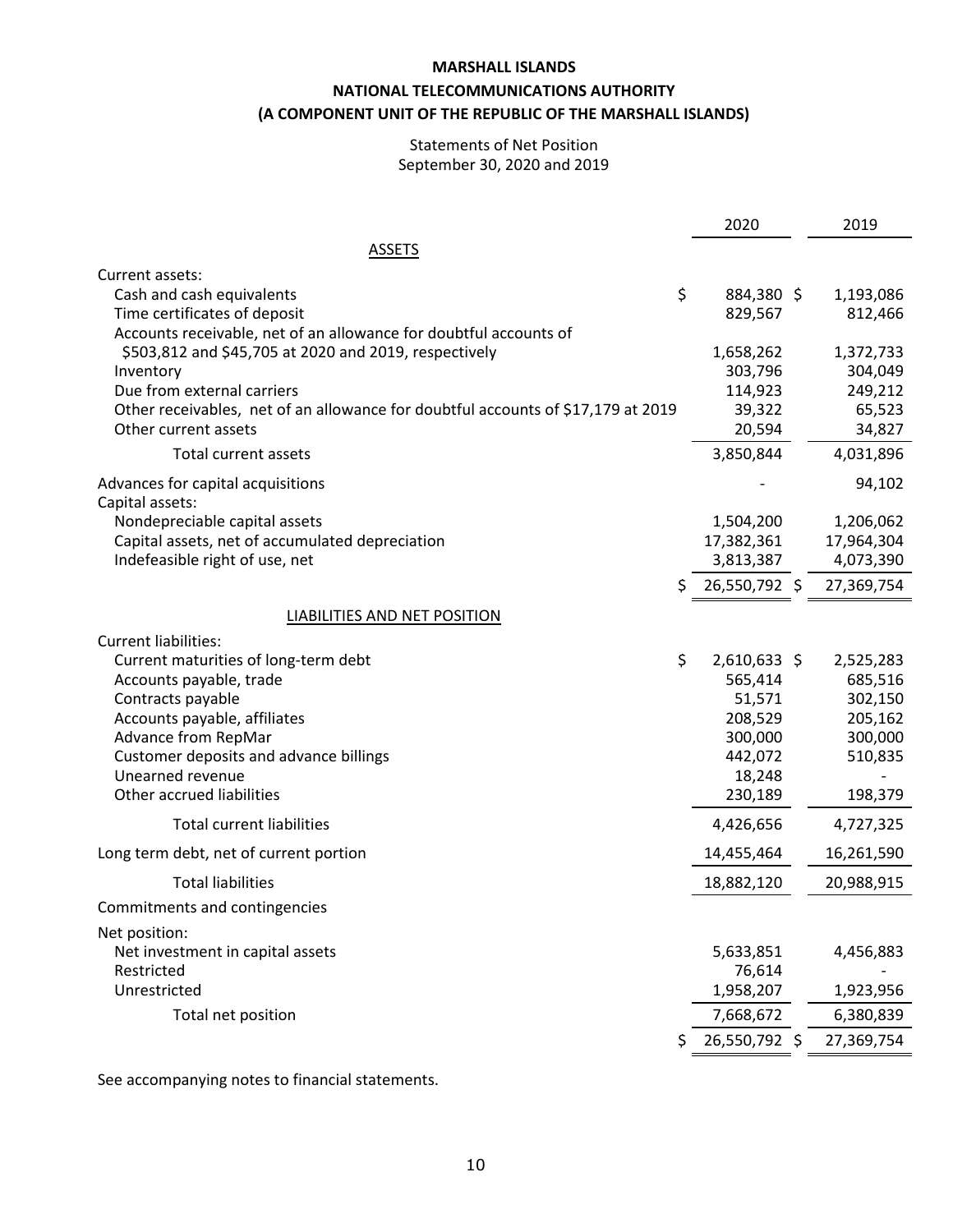**MARSHALL ISLANDS**

**NATIONAL TELECOMMUNICATIONS AUTHORITY**

**(A COMPONENT UNIT OF THE REPUBLIC OF THE MARSHALL ISLANDS)**

Statements of Net Position

September 30, 2020 and 2019

| | 2020 | 2019 |
|---|---|---|
| ASSETS | | |
| Current assets: | | |
| Cash and cash equivalents | $ 884,380 | $ 1,193,086 |
| Time certificates of deposit | 829,567 | 812,466 |
| Accounts receivable, net of an allowance for doubtful accounts of $503,812 and $45,705 at 2020 and 2019, respectively | 1,658,262 | 1,372,733 |
| Inventory | 303,796 | 304,049 |
| Due from external carriers | 114,923 | 249,212 |
| Other receivables, net of an allowance for doubtful accounts of $17,179 at 2019 | 39,322 | 65,523 |
| Other current assets | 20,594 | 34,827 |
| Total current assets | 3,850,844 | 4,031,896 |
| Advances for capital acquisitions | - | 94,102 |
| Capital assets: | | |
| Nondepreciable capital assets | 1,504,200 | 1,206,062 |
| Capital assets, net of accumulated depreciation | 17,382,361 | 17,964,304 |
| Indefeasible right of use, net | 3,813,387 | 4,073,390 |
| | $ 26,550,792 | $ 27,369,754 |
| LIABILITIES AND NET POSITION | | |
| Current liabilities: | | |
| Current maturities of long-term debt | $ 2,610,633 | $ 2,525,283 |
| Accounts payable, trade | 565,414 | 685,516 |
| Contracts payable | 51,571 | 302,150 |
| Accounts payable, affiliates | 208,529 | 205,162 |
| Advance from RepMar | 300,000 | 300,000 |
| Customer deposits and advance billings | 442,072 | 510,835 |
| Unearned revenue | 18,248 | - |
| Other accrued liabilities | 230,189 | 198,379 |
| Total current liabilities | 4,426,656 | 4,727,325 |
| Long term debt, net of current portion | 14,455,464 | 16,261,590 |
| Total liabilities | 18,882,120 | 20,988,915 |
| Commitments and contingencies | | |
| Net position: | | |
| Net investment in capital assets | 5,633,851 | 4,456,883 |
| Restricted | 76,614 | - |
| Unrestricted | 1,958,207 | 1,923,956 |
| Total net position | 7,668,672 | 6,380,839 |
| | $ 26,550,792 | $ 27,369,754 |

See accompanying notes to financial statements.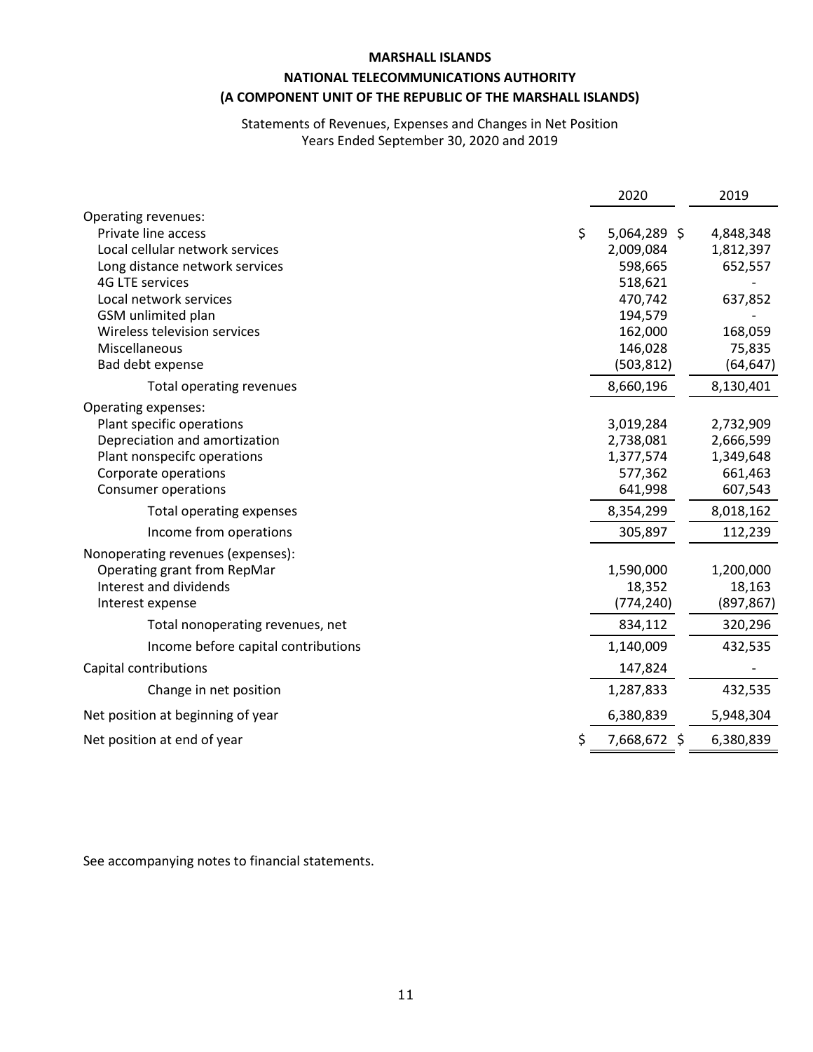**MARSHALL ISLANDS**

**NATIONAL TELECOMMUNICATIONS AUTHORITY**

**(A COMPONENT UNIT OF THE REPUBLIC OF THE MARSHALL ISLANDS)**

Statements of Revenues, Expenses and Changes in Net Position
Years Ended September 30, 2020 and 2019

| | 2020 | 2019 |
|---|---|---|
| Operating revenues: | | |
| Private line access | $ 5,064,289 | $ 4,848,348 |
| Local cellular network services | 2,009,084 | 1,812,397 |
| Long distance network services | 598,665 | 652,557 |
| 4G LTE services | 518,621 | - |
| Local network services | 470,742 | 637,852 |
| GSM unlimited plan | 194,579 | - |
| Wireless television services | 162,000 | 168,059 |
| Miscellaneous | 146,028 | 75,835 |
| Bad debt expense | (503,812) | (64,647) |
| Total operating revenues | 8,660,196 | 8,130,401 |
| Operating expenses: | | |
| Plant specific operations | 3,019,284 | 2,732,909 |
| Depreciation and amortization | 2,738,081 | 2,666,599 |
| Plant nonspecifc operations | 1,377,574 | 1,349,648 |
| Corporate operations | 577,362 | 661,463 |
| Consumer operations | 641,998 | 607,543 |
| Total operating expenses | 8,354,299 | 8,018,162 |
| Income from operations | 305,897 | 112,239 |
| Nonoperating revenues (expenses): | | |
| Operating grant from RepMar | 1,590,000 | 1,200,000 |
| Interest and dividends | 18,352 | 18,163 |
| Interest expense | (774,240) | (897,867) |
| Total nonoperating revenues, net | 834,112 | 320,296 |
| Income before capital contributions | 1,140,009 | 432,535 |
| Capital contributions | 147,824 | - |
| Change in net position | 1,287,833 | 432,535 |
| Net position at beginning of year | 6,380,839 | 5,948,304 |
| Net position at end of year | $ 7,668,672 | $ 6,380,839 |

See accompanying notes to financial statements.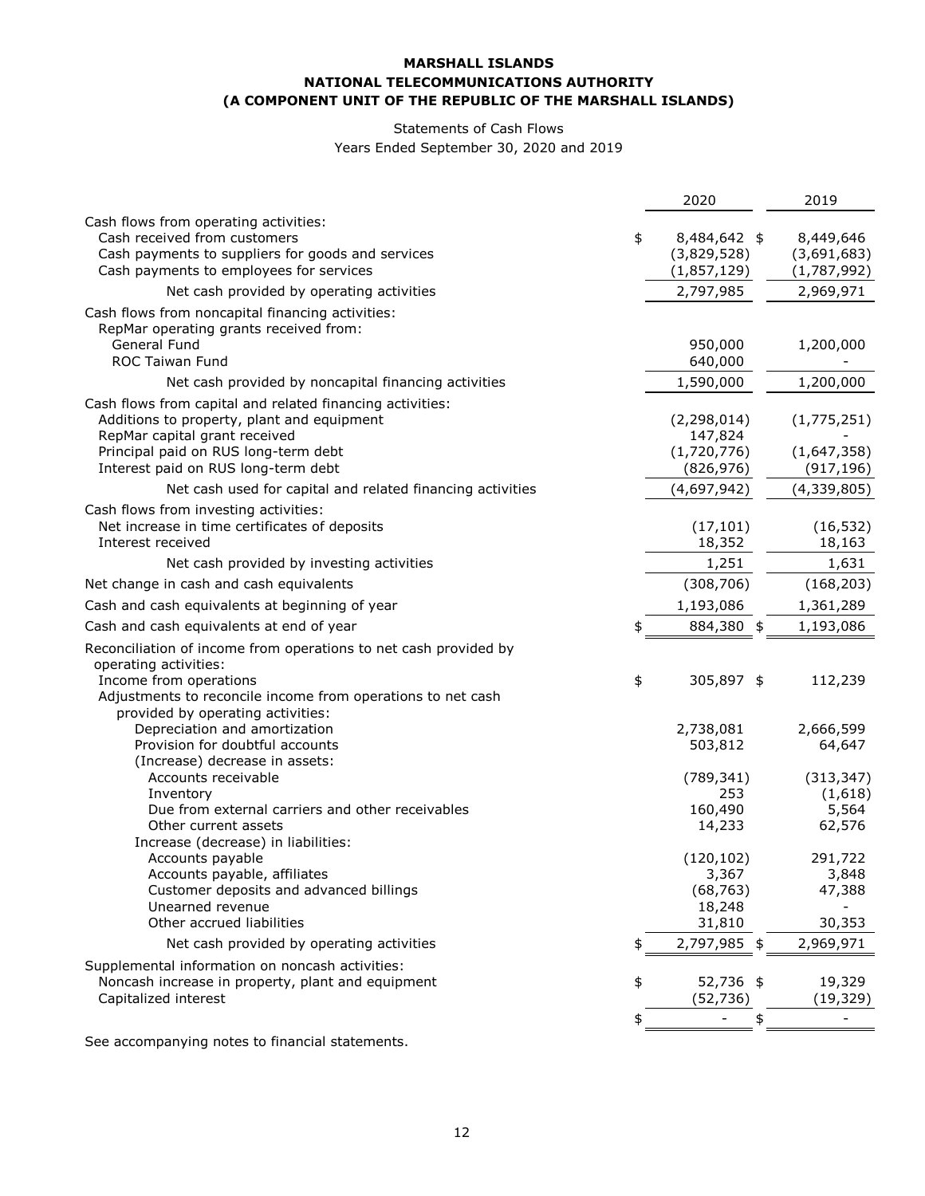**MARSHALL ISLANDS**
**NATIONAL TELECOMMUNICATIONS AUTHORITY**
**(A COMPONENT UNIT OF THE REPUBLIC OF THE MARSHALL ISLANDS)**

Statements of Cash Flows
Years Ended September 30, 2020 and 2019

| | 2020 | 2019 |
|---|---|---|
| Cash flows from operating activities: | | |
| Cash received from customers | $ 8,484,642 | $ 8,449,646 |
| Cash payments to suppliers for goods and services | (3,829,528) | (3,691,683) |
| Cash payments to employees for services | (1,857,129) | (1,787,992) |
| Net cash provided by operating activities | 2,797,985 | 2,969,971 |
| Cash flows from noncapital financing activities: | | |
| RepMar operating grants received from: | | |
| General Fund | 950,000 | 1,200,000 |
| ROC Taiwan Fund | 640,000 | - |
| Net cash provided by noncapital financing activities | 1,590,000 | 1,200,000 |
| Cash flows from capital and related financing activities: | | |
| Additions to property, plant and equipment | (2,298,014) | (1,775,251) |
| RepMar capital grant received | 147,824 | - |
| Principal paid on RUS long-term debt | (1,720,776) | (1,647,358) |
| Interest paid on RUS long-term debt | (826,976) | (917,196) |
| Net cash used for capital and related financing activities | (4,697,942) | (4,339,805) |
| Cash flows from investing activities: | | |
| Net increase in time certificates of deposits | (17,101) | (16,532) |
| Interest received | 18,352 | 18,163 |
| Net cash provided by investing activities | 1,251 | 1,631 |
| Net change in cash and cash equivalents | (308,706) | (168,203) |
| Cash and cash equivalents at beginning of year | 1,193,086 | 1,361,289 |
| Cash and cash equivalents at end of year | $ 884,380 | $ 1,193,086 |
| Reconciliation of income from operations to net cash provided by operating activities: | | |
| Income from operations | $ 305,897 | $ 112,239 |
| Adjustments to reconcile income from operations to net cash provided by operating activities: | | |
| Depreciation and amortization | 2,738,081 | 2,666,599 |
| Provision for doubtful accounts | 503,812 | 64,647 |
| (Increase) decrease in assets: | | |
| Accounts receivable | (789,341) | (313,347) |
| Inventory | 253 | (1,618) |
| Due from external carriers and other receivables | 160,490 | 5,564 |
| Other current assets | 14,233 | 62,576 |
| Increase (decrease) in liabilities: | | |
| Accounts payable | (120,102) | 291,722 |
| Accounts payable, affiliates | 3,367 | 3,848 |
| Customer deposits and advanced billings | (68,763) | 47,388 |
| Unearned revenue | 18,248 | - |
| Other accrued liabilities | 31,810 | 30,353 |
| Net cash provided by operating activities | $ 2,797,985 | $ 2,969,971 |
| Supplemental information on noncash activities: | | |
| Noncash increase in property, plant and equipment | $ 52,736 | $ 19,329 |
| Capitalized interest | (52,736) | (19,329) |
| | $ - | $ - |

See accompanying notes to financial statements.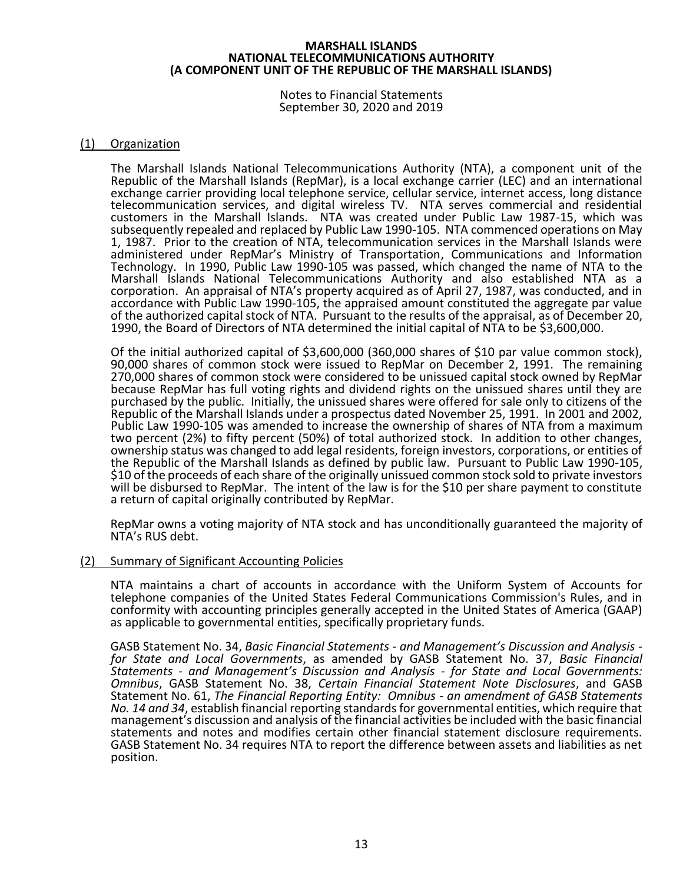# MARSHALL ISLANDS
# NATIONAL TELECOMMUNICATIONS AUTHORITY
# (A COMPONENT UNIT OF THE REPUBLIC OF THE MARSHALL ISLANDS)

Notes to Financial Statements
September 30, 2020 and 2019

## (1) Organization

The Marshall Islands National Telecommunications Authority (NTA), a component unit of the Republic of the Marshall Islands (RepMar), is a local exchange carrier (LEC) and an international exchange carrier providing local telephone service, cellular service, internet access, long distance telecommunication services, and digital wireless TV. NTA serves commercial and residential customers in the Marshall Islands. NTA was created under Public Law 1987-15, which was subsequently repealed and replaced by Public Law 1990-105. NTA commenced operations on May 1, 1987. Prior to the creation of NTA, telecommunication services in the Marshall Islands were administered under RepMar's Ministry of Transportation, Communications and Information Technology. In 1990, Public Law 1990-105 was passed, which changed the name of NTA to the Marshall Islands National Telecommunications Authority and also established NTA as a corporation. An appraisal of NTA's property acquired as of April 27, 1987, was conducted, and in accordance with Public Law 1990-105, the appraised amount constituted the aggregate par value of the authorized capital stock of NTA. Pursuant to the results of the appraisal, as of December 20, 1990, the Board of Directors of NTA determined the initial capital of NTA to be $3,600,000.

Of the initial authorized capital of $3,600,000 (360,000 shares of $10 par value common stock), 90,000 shares of common stock were issued to RepMar on December 2, 1991. The remaining 270,000 shares of common stock were considered to be unissued capital stock owned by RepMar because RepMar has full voting rights and dividend rights on the unissued shares until they are purchased by the public. Initially, the unissued shares were offered for sale only to citizens of the Republic of the Marshall Islands under a prospectus dated November 25, 1991. In 2001 and 2002, Public Law 1990-105 was amended to increase the ownership of shares of NTA from a maximum two percent (2%) to fifty percent (50%) of total authorized stock. In addition to other changes, ownership status was changed to add legal residents, foreign investors, corporations, or entities of the Republic of the Marshall Islands as defined by public law. Pursuant to Public Law 1990-105, $10 of the proceeds of each share of the originally unissued common stock sold to private investors will be disbursed to RepMar. The intent of the law is for the $10 per share payment to constitute a return of capital originally contributed by RepMar.

RepMar owns a voting majority of NTA stock and has unconditionally guaranteed the majority of NTA's RUS debt.

## (2) Summary of Significant Accounting Policies

NTA maintains a chart of accounts in accordance with the Uniform System of Accounts for telephone companies of the United States Federal Communications Commission's Rules, and in conformity with accounting principles generally accepted in the United States of America (GAAP) as applicable to governmental entities, specifically proprietary funds.

GASB Statement No. 34, *Basic Financial Statements - and Management's Discussion and Analysis - for State and Local Governments*, as amended by GASB Statement No. 37, *Basic Financial Statements - and Management's Discussion and Analysis - for State and Local Governments: Omnibus*, GASB Statement No. 38, *Certain Financial Statement Note Disclosures*, and GASB Statement No. 61, *The Financial Reporting Entity: Omnibus - an amendment of GASB Statements No. 14 and 34*, establish financial reporting standards for governmental entities, which require that management's discussion and analysis of the financial activities be included with the basic financial statements and notes and modifies certain other financial statement disclosure requirements. GASB Statement No. 34 requires NTA to report the difference between assets and liabilities as net position.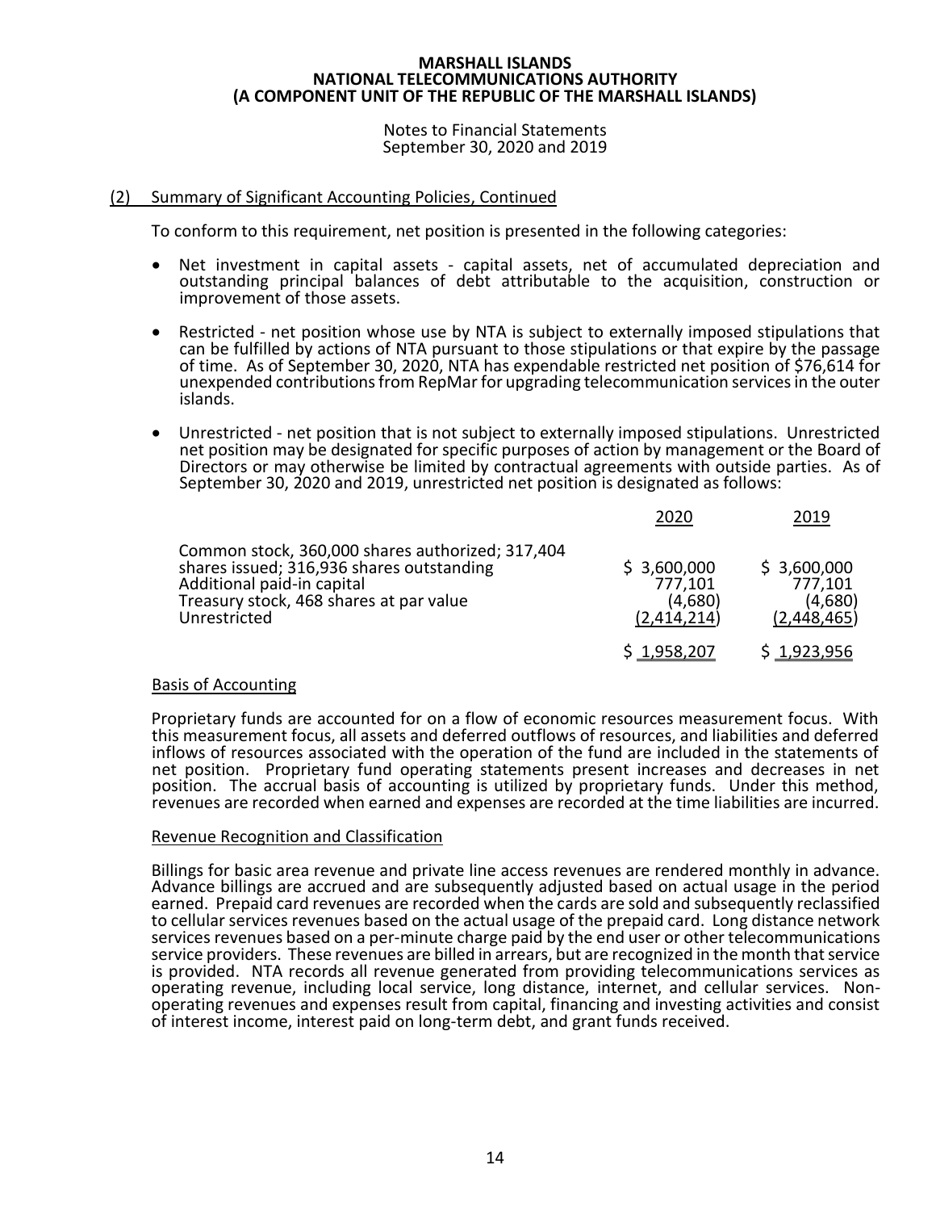**MARSHALL ISLANDS**
**NATIONAL TELECOMMUNICATIONS AUTHORITY**
**(A COMPONENT UNIT OF THE REPUBLIC OF THE MARSHALL ISLANDS)**

Notes to Financial Statements
September 30, 2020 and 2019

## (2) Summary of Significant Accounting Policies, Continued

To conform to this requirement, net position is presented in the following categories:

- Net investment in capital assets - capital assets, net of accumulated depreciation and outstanding principal balances of debt attributable to the acquisition, construction or improvement of those assets.
- Restricted - net position whose use by NTA is subject to externally imposed stipulations that can be fulfilled by actions of NTA pursuant to those stipulations or that expire by the passage of time. As of September 30, 2020, NTA has expendable restricted net position of $76,614 for unexpended contributions from RepMar for upgrading telecommunication services in the outer islands.
- Unrestricted - net position that is not subject to externally imposed stipulations. Unrestricted net position may be designated for specific purposes of action by management or the Board of Directors or may otherwise be limited by contractual agreements with outside parties. As of September 30, 2020 and 2019, unrestricted net position is designated as follows:

| | 2020 | 2019 |
|---|---|---|
| Common stock, 360,000 shares authorized; 317,404 shares issued; 316,936 shares outstanding | $ 3,600,000 | $ 3,600,000 |
| Additional paid-in capital | 777,101 | 777,101 |
| Treasury stock, 468 shares at par value | (4,680) | (4,680) |
| Unrestricted | (2,414,214) | (2,448,465) |
| | $ 1,958,207 | $ 1,923,956 |

### Basis of Accounting

Proprietary funds are accounted for on a flow of economic resources measurement focus. With this measurement focus, all assets and deferred outflows of resources, and liabilities and deferred inflows of resources associated with the operation of the fund are included in the statements of net position. Proprietary fund operating statements present increases and decreases in net position. The accrual basis of accounting is utilized by proprietary funds. Under this method, revenues are recorded when earned and expenses are recorded at the time liabilities are incurred.

### Revenue Recognition and Classification

Billings for basic area revenue and private line access revenues are rendered monthly in advance. Advance billings are accrued and are subsequently adjusted based on actual usage in the period earned. Prepaid card revenues are recorded when the cards are sold and subsequently reclassified to cellular services revenues based on the actual usage of the prepaid card. Long distance network services revenues based on a per-minute charge paid by the end user or other telecommunications service providers. These revenues are billed in arrears, but are recognized in the month that service is provided. NTA records all revenue generated from providing telecommunications services as operating revenue, including local service, long distance, internet, and cellular services. Non-operating revenues and expenses result from capital, financing and investing activities and consist of interest income, interest paid on long-term debt, and grant funds received.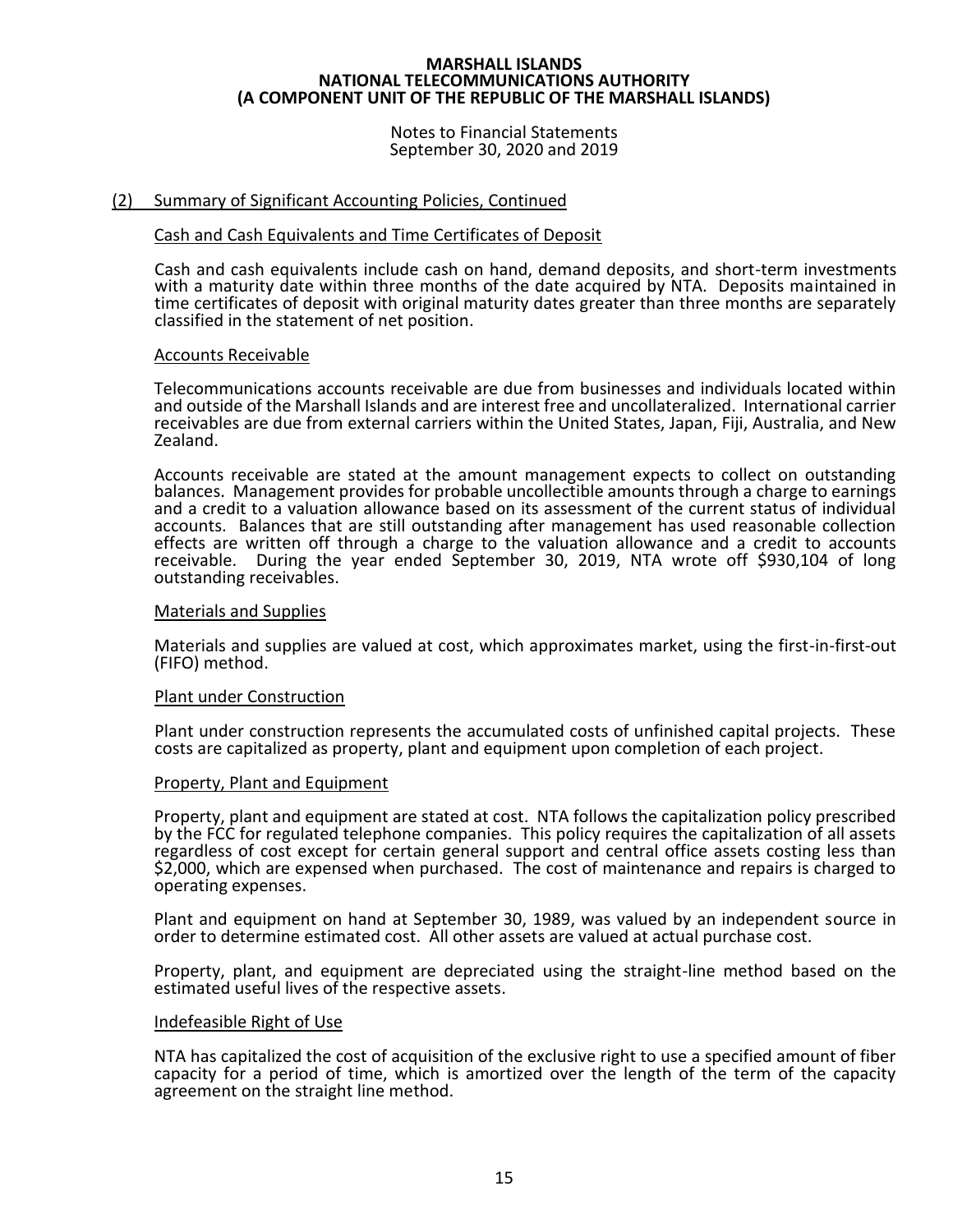# MARSHALL ISLANDS NATIONAL TELECOMMUNICATIONS AUTHORITY (A COMPONENT UNIT OF THE REPUBLIC OF THE MARSHALL ISLANDS)

Notes to Financial Statements
September 30, 2020 and 2019

## (2) Summary of Significant Accounting Policies, Continued

### Cash and Cash Equivalents and Time Certificates of Deposit

Cash and cash equivalents include cash on hand, demand deposits, and short-term investments with a maturity date within three months of the date acquired by NTA. Deposits maintained in time certificates of deposit with original maturity dates greater than three months are separately classified in the statement of net position.

### Accounts Receivable

Telecommunications accounts receivable are due from businesses and individuals located within and outside of the Marshall Islands and are interest free and uncollateralized. International carrier receivables are due from external carriers within the United States, Japan, Fiji, Australia, and New Zealand.

Accounts receivable are stated at the amount management expects to collect on outstanding balances. Management provides for probable uncollectible amounts through a charge to earnings and a credit to a valuation allowance based on its assessment of the current status of individual accounts. Balances that are still outstanding after management has used reasonable collection effects are written off through a charge to the valuation allowance and a credit to accounts receivable. During the year ended September 30, 2019, NTA wrote off $930,104 of long outstanding receivables.

### Materials and Supplies

Materials and supplies are valued at cost, which approximates market, using the first-in-first-out (FIFO) method.

### Plant under Construction

Plant under construction represents the accumulated costs of unfinished capital projects. These costs are capitalized as property, plant and equipment upon completion of each project.

### Property, Plant and Equipment

Property, plant and equipment are stated at cost. NTA follows the capitalization policy prescribed by the FCC for regulated telephone companies. This policy requires the capitalization of all assets regardless of cost except for certain general support and central office assets costing less than $2,000, which are expensed when purchased. The cost of maintenance and repairs is charged to operating expenses.

Plant and equipment on hand at September 30, 1989, was valued by an independent source in order to determine estimated cost. All other assets are valued at actual purchase cost.

Property, plant, and equipment are depreciated using the straight-line method based on the estimated useful lives of the respective assets.

### Indefeasible Right of Use

NTA has capitalized the cost of acquisition of the exclusive right to use a specified amount of fiber capacity for a period of time, which is amortized over the length of the term of the capacity agreement on the straight line method.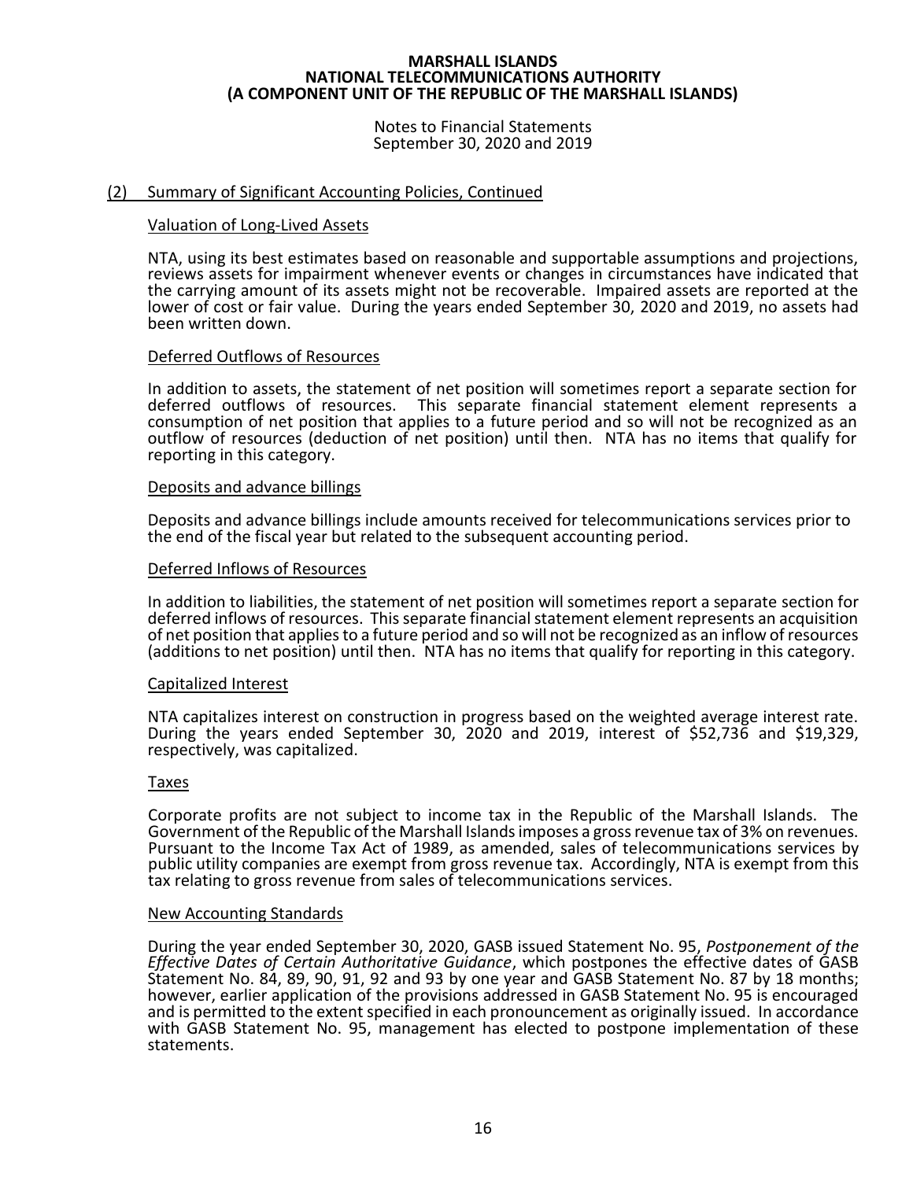# MARSHALL ISLANDS NATIONAL TELECOMMUNICATIONS AUTHORITY (A COMPONENT UNIT OF THE REPUBLIC OF THE MARSHALL ISLANDS)

Notes to Financial Statements
September 30, 2020 and 2019

## (2) Summary of Significant Accounting Policies, Continued

### Valuation of Long-Lived Assets

NTA, using its best estimates based on reasonable and supportable assumptions and projections, reviews assets for impairment whenever events or changes in circumstances have indicated that the carrying amount of its assets might not be recoverable. Impaired assets are reported at the lower of cost or fair value. During the years ended September 30, 2020 and 2019, no assets had been written down.

### Deferred Outflows of Resources

In addition to assets, the statement of net position will sometimes report a separate section for deferred outflows of resources. This separate financial statement element represents a consumption of net position that applies to a future period and so will not be recognized as an outflow of resources (deduction of net position) until then. NTA has no items that qualify for reporting in this category.

### Deposits and advance billings

Deposits and advance billings include amounts received for telecommunications services prior to the end of the fiscal year but related to the subsequent accounting period.

### Deferred Inflows of Resources

In addition to liabilities, the statement of net position will sometimes report a separate section for deferred inflows of resources. This separate financial statement element represents an acquisition of net position that applies to a future period and so will not be recognized as an inflow of resources (additions to net position) until then. NTA has no items that qualify for reporting in this category.

### Capitalized Interest

NTA capitalizes interest on construction in progress based on the weighted average interest rate. During the years ended September 30, 2020 and 2019, interest of $52,736 and $19,329, respectively, was capitalized.

### Taxes

Corporate profits are not subject to income tax in the Republic of the Marshall Islands. The Government of the Republic of the Marshall Islands imposes a gross revenue tax of 3% on revenues. Pursuant to the Income Tax Act of 1989, as amended, sales of telecommunications services by public utility companies are exempt from gross revenue tax. Accordingly, NTA is exempt from this tax relating to gross revenue from sales of telecommunications services.

### New Accounting Standards

During the year ended September 30, 2020, GASB issued Statement No. 95, *Postponement of the Effective Dates of Certain Authoritative Guidance*, which postpones the effective dates of GASB Statement No. 84, 89, 90, 91, 92 and 93 by one year and GASB Statement No. 87 by 18 months; however, earlier application of the provisions addressed in GASB Statement No. 95 is encouraged and is permitted to the extent specified in each pronouncement as originally issued. In accordance with GASB Statement No. 95, management has elected to postpone implementation of these statements.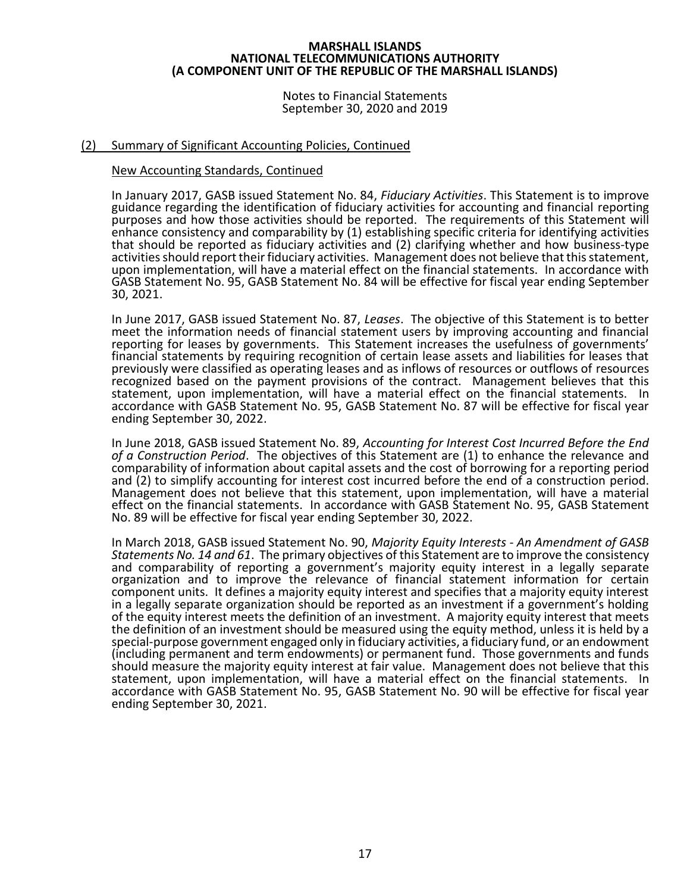**MARSHALL ISLANDS**
**NATIONAL TELECOMMUNICATIONS AUTHORITY**
**(A COMPONENT UNIT OF THE REPUBLIC OF THE MARSHALL ISLANDS)**

Notes to Financial Statements
September 30, 2020 and 2019

## (2) Summary of Significant Accounting Policies, Continued

### New Accounting Standards, Continued

In January 2017, GASB issued Statement No. 84, *Fiduciary Activities*. This Statement is to improve guidance regarding the identification of fiduciary activities for accounting and financial reporting purposes and how those activities should be reported. The requirements of this Statement will enhance consistency and comparability by (1) establishing specific criteria for identifying activities that should be reported as fiduciary activities and (2) clarifying whether and how business-type activities should report their fiduciary activities. Management does not believe that this statement, upon implementation, will have a material effect on the financial statements. In accordance with GASB Statement No. 95, GASB Statement No. 84 will be effective for fiscal year ending September 30, 2021.

In June 2017, GASB issued Statement No. 87, *Leases*. The objective of this Statement is to better meet the information needs of financial statement users by improving accounting and financial reporting for leases by governments. This Statement increases the usefulness of governments' financial statements by requiring recognition of certain lease assets and liabilities for leases that previously were classified as operating leases and as inflows of resources or outflows of resources recognized based on the payment provisions of the contract. Management believes that this statement, upon implementation, will have a material effect on the financial statements. In accordance with GASB Statement No. 95, GASB Statement No. 87 will be effective for fiscal year ending September 30, 2022.

In June 2018, GASB issued Statement No. 89, *Accounting for Interest Cost Incurred Before the End of a Construction Period*. The objectives of this Statement are (1) to enhance the relevance and comparability of information about capital assets and the cost of borrowing for a reporting period and (2) to simplify accounting for interest cost incurred before the end of a construction period. Management does not believe that this statement, upon implementation, will have a material effect on the financial statements. In accordance with GASB Statement No. 95, GASB Statement No. 89 will be effective for fiscal year ending September 30, 2022.

In March 2018, GASB issued Statement No. 90, *Majority Equity Interests - An Amendment of GASB Statements No. 14 and 61*. The primary objectives of this Statement are to improve the consistency and comparability of reporting a government's majority equity interest in a legally separate organization and to improve the relevance of financial statement information for certain component units. It defines a majority equity interest and specifies that a majority equity interest in a legally separate organization should be reported as an investment if a government's holding of the equity interest meets the definition of an investment. A majority equity interest that meets the definition of an investment should be measured using the equity method, unless it is held by a special-purpose government engaged only in fiduciary activities, a fiduciary fund, or an endowment (including permanent and term endowments) or permanent fund. Those governments and funds should measure the majority equity interest at fair value. Management does not believe that this statement, upon implementation, will have a material effect on the financial statements. In accordance with GASB Statement No. 95, GASB Statement No. 90 will be effective for fiscal year ending September 30, 2021.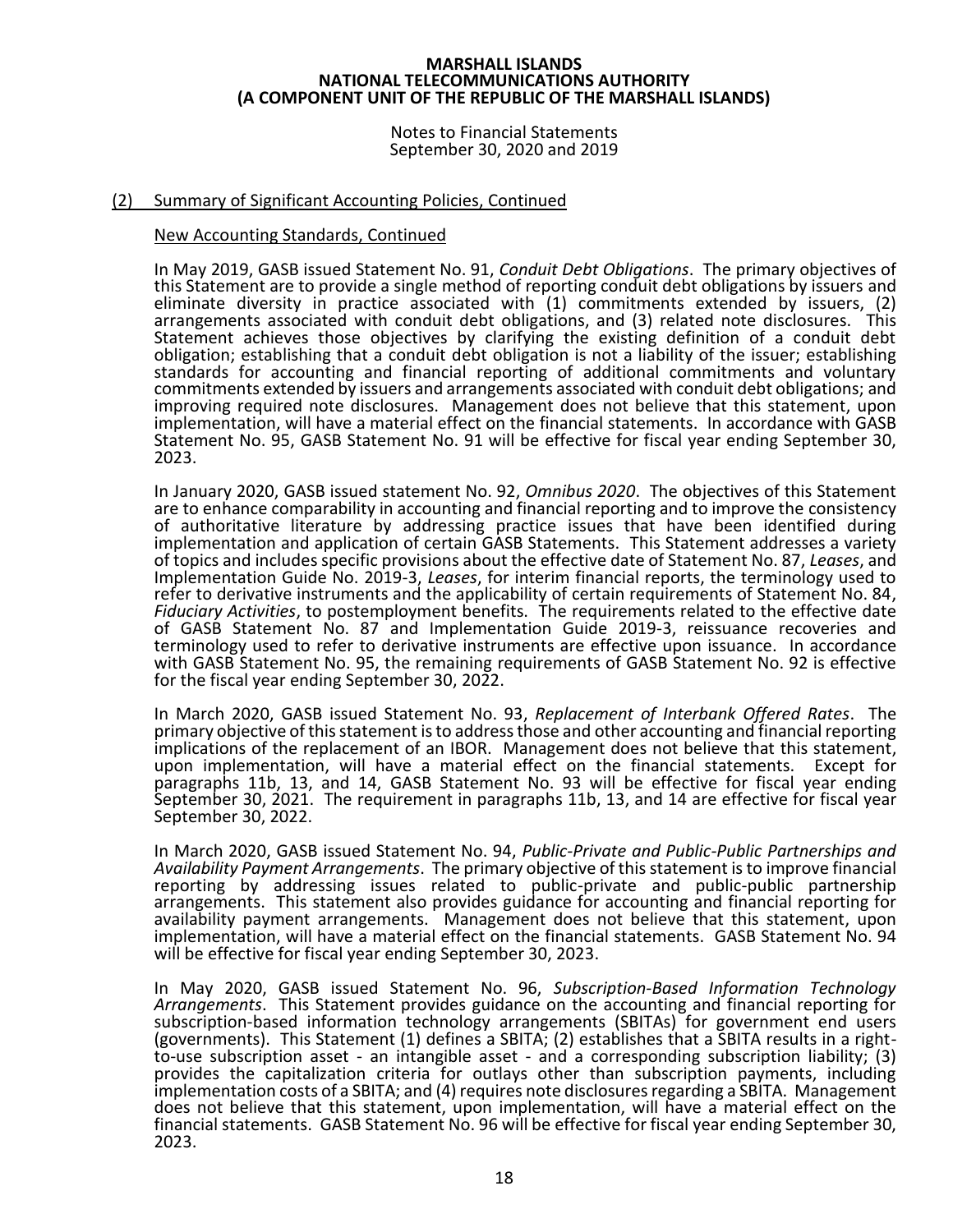# MARSHALL ISLANDS NATIONAL TELECOMMUNICATIONS AUTHORITY (A COMPONENT UNIT OF THE REPUBLIC OF THE MARSHALL ISLANDS)

Notes to Financial Statements
September 30, 2020 and 2019

## (2) Summary of Significant Accounting Policies, Continued

### New Accounting Standards, Continued

In May 2019, GASB issued Statement No. 91, *Conduit Debt Obligations*. The primary objectives of this Statement are to provide a single method of reporting conduit debt obligations by issuers and eliminate diversity in practice associated with (1) commitments extended by issuers, (2) arrangements associated with conduit debt obligations, and (3) related note disclosures. This Statement achieves those objectives by clarifying the existing definition of a conduit debt obligation; establishing that a conduit debt obligation is not a liability of the issuer; establishing standards for accounting and financial reporting of additional commitments and voluntary commitments extended by issuers and arrangements associated with conduit debt obligations; and improving required note disclosures. Management does not believe that this statement, upon implementation, will have a material effect on the financial statements. In accordance with GASB Statement No. 95, GASB Statement No. 91 will be effective for fiscal year ending September 30, 2023.

In January 2020, GASB issued statement No. 92, *Omnibus 2020*. The objectives of this Statement are to enhance comparability in accounting and financial reporting and to improve the consistency of authoritative literature by addressing practice issues that have been identified during implementation and application of certain GASB Statements. This Statement addresses a variety of topics and includes specific provisions about the effective date of Statement No. 87, *Leases*, and Implementation Guide No. 2019-3, *Leases*, for interim financial reports, the terminology used to refer to derivative instruments and the applicability of certain requirements of Statement No. 84, *Fiduciary Activities*, to postemployment benefits. The requirements related to the effective date of GASB Statement No. 87 and Implementation Guide 2019-3, reissuance recoveries and terminology used to refer to derivative instruments are effective upon issuance. In accordance with GASB Statement No. 95, the remaining requirements of GASB Statement No. 92 is effective for the fiscal year ending September 30, 2022.

In March 2020, GASB issued Statement No. 93, *Replacement of Interbank Offered Rates*. The primary objective of this statement is to address those and other accounting and financial reporting implications of the replacement of an IBOR. Management does not believe that this statement, upon implementation, will have a material effect on the financial statements. Except for paragraphs 11b, 13, and 14, GASB Statement No. 93 will be effective for fiscal year ending September 30, 2021. The requirement in paragraphs 11b, 13, and 14 are effective for fiscal year September 30, 2022.

In March 2020, GASB issued Statement No. 94, *Public-Private and Public-Public Partnerships and Availability Payment Arrangements*. The primary objective of this statement is to improve financial reporting by addressing issues related to public-private and public-public partnership arrangements. This statement also provides guidance for accounting and financial reporting for availability payment arrangements. Management does not believe that this statement, upon implementation, will have a material effect on the financial statements. GASB Statement No. 94 will be effective for fiscal year ending September 30, 2023.

In May 2020, GASB issued Statement No. 96, *Subscription-Based Information Technology Arrangements*. This Statement provides guidance on the accounting and financial reporting for subscription-based information technology arrangements (SBITAs) for government end users (governments). This Statement (1) defines a SBITA; (2) establishes that a SBITA results in a right-to-use subscription asset - an intangible asset - and a corresponding subscription liability; (3) provides the capitalization criteria for outlays other than subscription payments, including implementation costs of a SBITA; and (4) requires note disclosures regarding a SBITA. Management does not believe that this statement, upon implementation, will have a material effect on the financial statements. GASB Statement No. 96 will be effective for fiscal year ending September 30, 2023.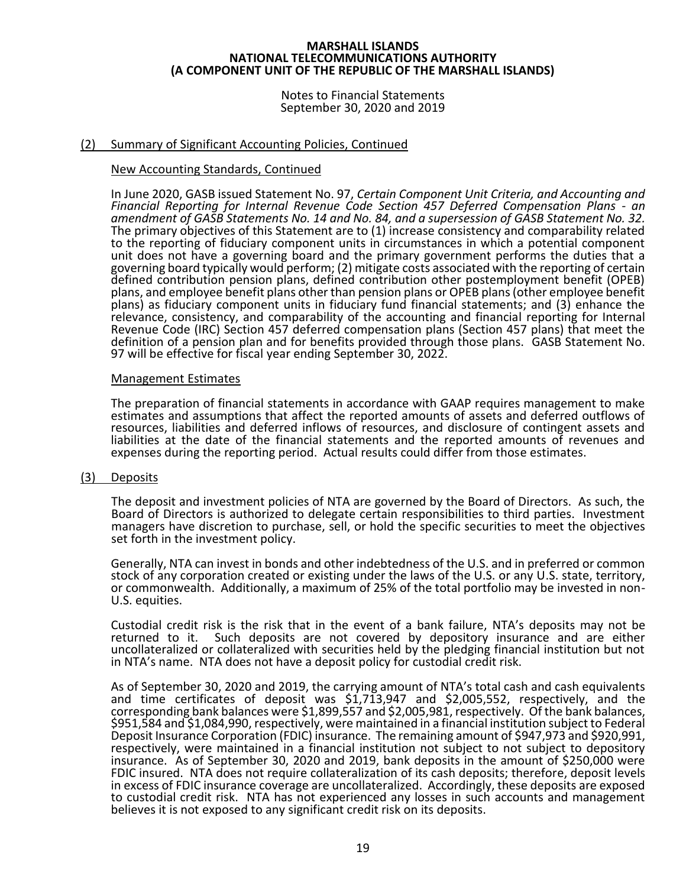# MARSHALL ISLANDS NATIONAL TELECOMMUNICATIONS AUTHORITY (A COMPONENT UNIT OF THE REPUBLIC OF THE MARSHALL ISLANDS)

Notes to Financial Statements
September 30, 2020 and 2019

## (2) Summary of Significant Accounting Policies, Continued

### New Accounting Standards, Continued

In June 2020, GASB issued Statement No. 97, *Certain Component Unit Criteria, and Accounting and Financial Reporting for Internal Revenue Code Section 457 Deferred Compensation Plans - an amendment of GASB Statements No. 14 and No. 84, and a supersession of GASB Statement No. 32.* The primary objectives of this Statement are to (1) increase consistency and comparability related to the reporting of fiduciary component units in circumstances in which a potential component unit does not have a governing board and the primary government performs the duties that a governing board typically would perform; (2) mitigate costs associated with the reporting of certain defined contribution pension plans, defined contribution other postemployment benefit (OPEB) plans, and employee benefit plans other than pension plans or OPEB plans (other employee benefit plans) as fiduciary component units in fiduciary fund financial statements; and (3) enhance the relevance, consistency, and comparability of the accounting and financial reporting for Internal Revenue Code (IRC) Section 457 deferred compensation plans (Section 457 plans) that meet the definition of a pension plan and for benefits provided through those plans. GASB Statement No. 97 will be effective for fiscal year ending September 30, 2022.

### Management Estimates

The preparation of financial statements in accordance with GAAP requires management to make estimates and assumptions that affect the reported amounts of assets and deferred outflows of resources, liabilities and deferred inflows of resources, and disclosure of contingent assets and liabilities at the date of the financial statements and the reported amounts of revenues and expenses during the reporting period. Actual results could differ from those estimates.

## (3) Deposits

The deposit and investment policies of NTA are governed by the Board of Directors. As such, the Board of Directors is authorized to delegate certain responsibilities to third parties. Investment managers have discretion to purchase, sell, or hold the specific securities to meet the objectives set forth in the investment policy.

Generally, NTA can invest in bonds and other indebtedness of the U.S. and in preferred or common stock of any corporation created or existing under the laws of the U.S. or any U.S. state, territory, or commonwealth. Additionally, a maximum of 25% of the total portfolio may be invested in non-U.S. equities.

Custodial credit risk is the risk that in the event of a bank failure, NTA's deposits may not be returned to it. Such deposits are not covered by depository insurance and are either uncollateralized or collateralized with securities held by the pledging financial institution but not in NTA's name. NTA does not have a deposit policy for custodial credit risk.

As of September 30, 2020 and 2019, the carrying amount of NTA's total cash and cash equivalents and time certificates of deposit was $1,713,947 and $2,005,552, respectively, and the corresponding bank balances were $1,899,557 and $2,005,981, respectively. Of the bank balances, $951,584 and $1,084,990, respectively, were maintained in a financial institution subject to Federal Deposit Insurance Corporation (FDIC) insurance. The remaining amount of $947,973 and $920,991, respectively, were maintained in a financial institution not subject to not subject to depository insurance. As of September 30, 2020 and 2019, bank deposits in the amount of $250,000 were FDIC insured. NTA does not require collateralization of its cash deposits; therefore, deposit levels in excess of FDIC insurance coverage are uncollateralized. Accordingly, these deposits are exposed to custodial credit risk. NTA has not experienced any losses in such accounts and management believes it is not exposed to any significant credit risk on its deposits.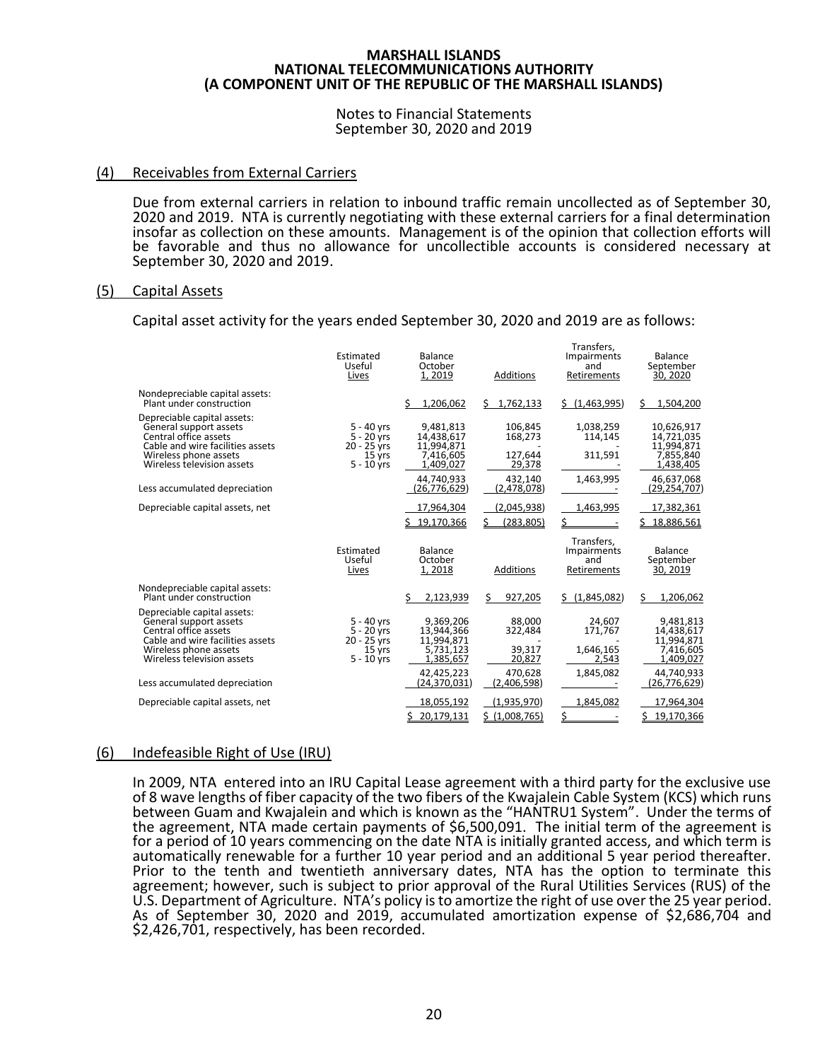# MARSHALL ISLANDS
# NATIONAL TELECOMMUNICATIONS AUTHORITY
# (A COMPONENT UNIT OF THE REPUBLIC OF THE MARSHALL ISLANDS)

Notes to Financial Statements
September 30, 2020 and 2019

## (4) Receivables from External Carriers

Due from external carriers in relation to inbound traffic remain uncollected as of September 30, 2020 and 2019. NTA is currently negotiating with these external carriers for a final determination insofar as collection on these amounts. Management is of the opinion that collection efforts will be favorable and thus no allowance for uncollectible accounts is considered necessary at September 30, 2020 and 2019.

## (5) Capital Assets

Capital asset activity for the years ended September 30, 2020 and 2019 are as follows:

| | Estimated Useful Lives | Balance October 1, 2019 | Additions | Transfers, Impairments and Retirements | Balance September 30, 2020 |
|---|---|---|---|---|---|
| Nondepreciable capital assets: | | | | | |
| Plant under construction | | $ 1,206,062 | $ 1,762,133 | $ (1,463,995) | $ 1,504,200 |
| Depreciable capital assets: | | | | | |
| General support assets | 5 - 40 yrs | 9,481,813 | 106,845 | 1,038,259 | 10,626,917 |
| Central office assets | 5 - 20 yrs | 14,438,617 | 168,273 | 114,145 | 14,721,035 |
| Cable and wire facilities assets | 20 - 25 yrs | 11,994,871 | - | - | 11,994,871 |
| Wireless phone assets | 15 yrs | 7,416,605 | 127,644 | 311,591 | 7,855,840 |
| Wireless television assets | 5 - 10 yrs | 1,409,027 | 29,378 | - | 1,438,405 |
| | | 44,740,933 | 432,140 | 1,463,995 | 46,637,068 |
| Less accumulated depreciation | | (26,776,629) | (2,478,078) | - | (29,254,707) |
| Depreciable capital assets, net | | 17,964,304 | (2,045,938) | 1,463,995 | 17,382,361 |
| | | $ 19,170,366 | $ (283,805) | $ - | $ 18,886,561 |

| | Estimated Useful Lives | Balance October 1, 2018 | Additions | Transfers, Impairments and Retirements | Balance September 30, 2019 |
|---|---|---|---|---|---|
| Nondepreciable capital assets: | | | | | |
| Plant under construction | | $ 2,123,939 | $ 927,205 | $ (1,845,082) | $ 1,206,062 |
| Depreciable capital assets: | | | | | |
| General support assets | 5 - 40 yrs | 9,369,206 | 88,000 | 24,607 | 9,481,813 |
| Central office assets | 5 - 20 yrs | 13,944,366 | 322,484 | 171,767 | 14,438,617 |
| Cable and wire facilities assets | 20 - 25 yrs | 11,994,871 | - | - | 11,994,871 |
| Wireless phone assets | 15 yrs | 5,731,123 | 39,317 | 1,646,165 | 7,416,605 |
| Wireless television assets | 5 - 10 yrs | 1,385,657 | 20,827 | 2,543 | 1,409,027 |
| | | 42,425,223 | 470,628 | 1,845,082 | 44,740,933 |
| Less accumulated depreciation | | (24,370,031) | (2,406,598) | - | (26,776,629) |
| Depreciable capital assets, net | | 18,055,192 | (1,935,970) | 1,845,082 | 17,964,304 |
| | | $ 20,179,131 | $ (1,008,765) | $ - | $ 19,170,366 |

## (6) Indefeasible Right of Use (IRU)

In 2009, NTA entered into an IRU Capital Lease agreement with a third party for the exclusive use of 8 wave lengths of fiber capacity of the two fibers of the Kwajalein Cable System (KCS) which runs between Guam and Kwajalein and which is known as the "HANTRU1 System". Under the terms of the agreement, NTA made certain payments of $6,500,091. The initial term of the agreement is for a period of 10 years commencing on the date NTA is initially granted access, and which term is automatically renewable for a further 10 year period and an additional 5 year period thereafter. Prior to the tenth and twentieth anniversary dates, NTA has the option to terminate this agreement; however, such is subject to prior approval of the Rural Utilities Services (RUS) of the U.S. Department of Agriculture. NTA's policy is to amortize the right of use over the 25 year period. As of September 30, 2020 and 2019, accumulated amortization expense of $2,686,704 and $2,426,701, respectively, has been recorded.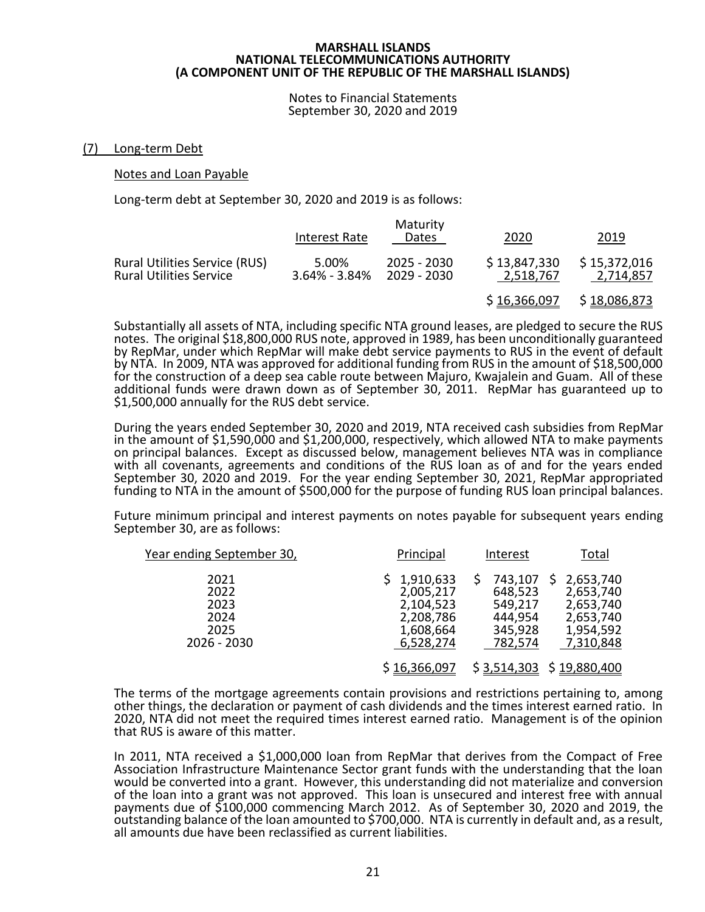# MARSHALL ISLANDS NATIONAL TELECOMMUNICATIONS AUTHORITY (A COMPONENT UNIT OF THE REPUBLIC OF THE MARSHALL ISLANDS)

Notes to Financial Statements
September 30, 2020 and 2019

## (7) Long-term Debt

### Notes and Loan Payable

Long-term debt at September 30, 2020 and 2019 is as follows:

| | Interest Rate | Maturity Dates | 2020 | 2019 |
|---|---|---|---|---|
| Rural Utilities Service (RUS) | 5.00% | 2025 - 2030 | $ 13,847,330 | $ 15,372,016 |
| Rural Utilities Service | 3.64% - 3.84% | 2029 - 2030 | 2,518,767 | 2,714,857 |
| | | | $ 16,366,097 | $ 18,086,873 |

Substantially all assets of NTA, including specific NTA ground leases, are pledged to secure the RUS notes. The original $18,800,000 RUS note, approved in 1989, has been unconditionally guaranteed by RepMar, under which RepMar will make debt service payments to RUS in the event of default by NTA. In 2009, NTA was approved for additional funding from RUS in the amount of $18,500,000 for the construction of a deep sea cable route between Majuro, Kwajalein and Guam. All of these additional funds were drawn down as of September 30, 2011. RepMar has guaranteed up to $1,500,000 annually for the RUS debt service.

During the years ended September 30, 2020 and 2019, NTA received cash subsidies from RepMar in the amount of $1,590,000 and $1,200,000, respectively, which allowed NTA to make payments on principal balances. Except as discussed below, management believes NTA was in compliance with all covenants, agreements and conditions of the RUS loan as of and for the years ended September 30, 2020 and 2019. For the year ending September 30, 2021, RepMar appropriated funding to NTA in the amount of $500,000 for the purpose of funding RUS loan principal balances.

Future minimum principal and interest payments on notes payable for subsequent years ending September 30, are as follows:

| Year ending September 30, | Principal | Interest | Total |
|---|---|---|---|
| 2021 | $ 1,910,633 | $ 743,107 | $ 2,653,740 |
| 2022 | 2,005,217 | 648,523 | 2,653,740 |
| 2023 | 2,104,523 | 549,217 | 2,653,740 |
| 2024 | 2,208,786 | 444,954 | 2,653,740 |
| 2025 | 1,608,664 | 345,928 | 1,954,592 |
| 2026 - 2030 | 6,528,274 | 782,574 | 7,310,848 |
| | $ 16,366,097 | $ 3,514,303 | $ 19,880,400 |

The terms of the mortgage agreements contain provisions and restrictions pertaining to, among other things, the declaration or payment of cash dividends and the times interest earned ratio. In 2020, NTA did not meet the required times interest earned ratio. Management is of the opinion that RUS is aware of this matter.

In 2011, NTA received a $1,000,000 loan from RepMar that derives from the Compact of Free Association Infrastructure Maintenance Sector grant funds with the understanding that the loan would be converted into a grant. However, this understanding did not materialize and conversion of the loan into a grant was not approved. This loan is unsecured and interest free with annual payments due of $100,000 commencing March 2012. As of September 30, 2020 and 2019, the outstanding balance of the loan amounted to $700,000. NTA is currently in default and, as a result, all amounts due have been reclassified as current liabilities.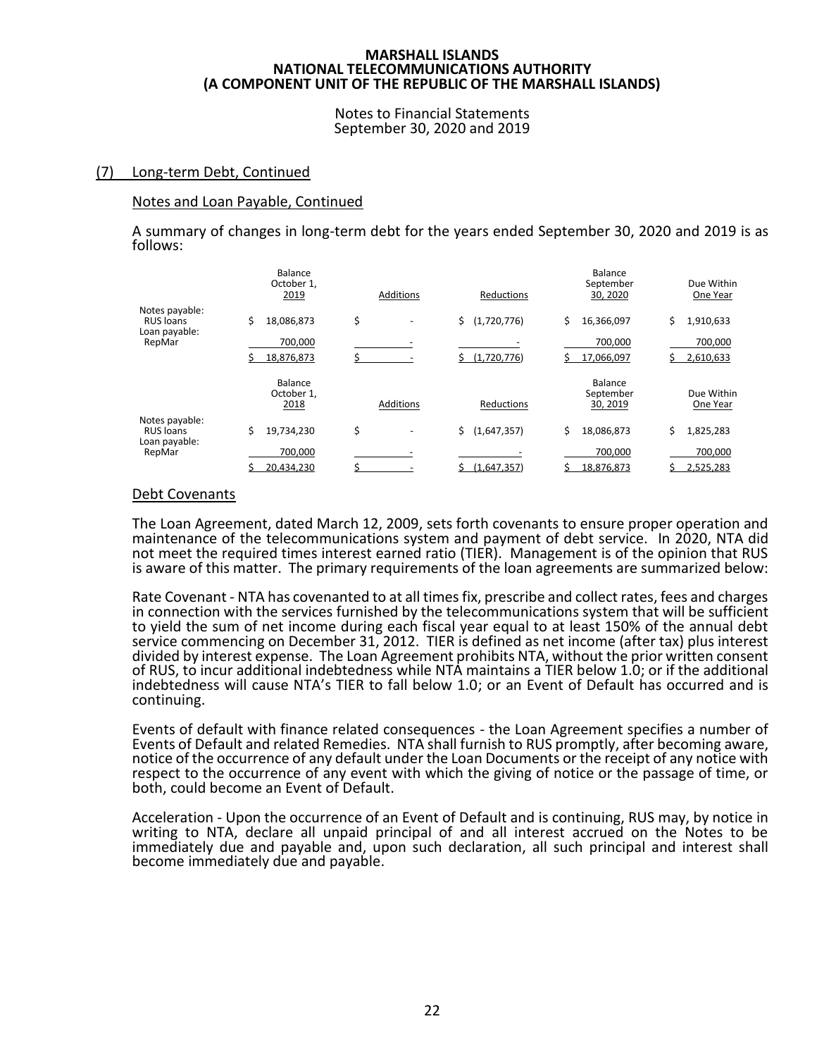## (7) Long-term Debt, Continued

### Notes and Loan Payable, Continued

A summary of changes in long-term debt for the years ended September 30, 2020 and 2019 is as follows:

| | Balance October 1, 2019 | Additions | Reductions | Balance September 30, 2020 | Due Within One Year |
|---|---|---|---|---|---|
| Notes payable: | | | | | |
| RUS loans | $ 18,086,873 | $ - | $ (1,720,776) | $ 16,366,097 | $ 1,910,633 |
| Loan payable: | | | | | |
| RepMar | 700,000 | - | - | 700,000 | 700,000 |
| | $ 18,876,873 | $ - | $ (1,720,776) | $ 17,066,097 | $ 2,610,633 |

| | Balance October 1, 2018 | Additions | Reductions | Balance September 30, 2019 | Due Within One Year |
|---|---|---|---|---|---|
| Notes payable: | | | | | |
| RUS loans | $ 19,734,230 | $ - | $ (1,647,357) | $ 18,086,873 | $ 1,825,283 |
| Loan payable: | | | | | |
| RepMar | 700,000 | - | - | 700,000 | 700,000 |
| | $ 20,434,230 | $ - | $ (1,647,357) | $ 18,876,873 | $ 2,525,283 |

### Debt Covenants

The Loan Agreement, dated March 12, 2009, sets forth covenants to ensure proper operation and maintenance of the telecommunications system and payment of debt service. In 2020, NTA did not meet the required times interest earned ratio (TIER). Management is of the opinion that RUS is aware of this matter. The primary requirements of the loan agreements are summarized below:

Rate Covenant - NTA has covenanted to at all times fix, prescribe and collect rates, fees and charges in connection with the services furnished by the telecommunications system that will be sufficient to yield the sum of net income during each fiscal year equal to at least 150% of the annual debt service commencing on December 31, 2012. TIER is defined as net income (after tax) plus interest divided by interest expense. The Loan Agreement prohibits NTA, without the prior written consent of RUS, to incur additional indebtedness while NTA maintains a TIER below 1.0; or if the additional indebtedness will cause NTA's TIER to fall below 1.0; or an Event of Default has occurred and is continuing.

Events of default with finance related consequences - the Loan Agreement specifies a number of Events of Default and related Remedies. NTA shall furnish to RUS promptly, after becoming aware, notice of the occurrence of any default under the Loan Documents or the receipt of any notice with respect to the occurrence of any event with which the giving of notice or the passage of time, or both, could become an Event of Default.

Acceleration - Upon the occurrence of an Event of Default and is continuing, RUS may, by notice in writing to NTA, declare all unpaid principal of and all interest accrued on the Notes to be immediately due and payable and, upon such declaration, all such principal and interest shall become immediately due and payable.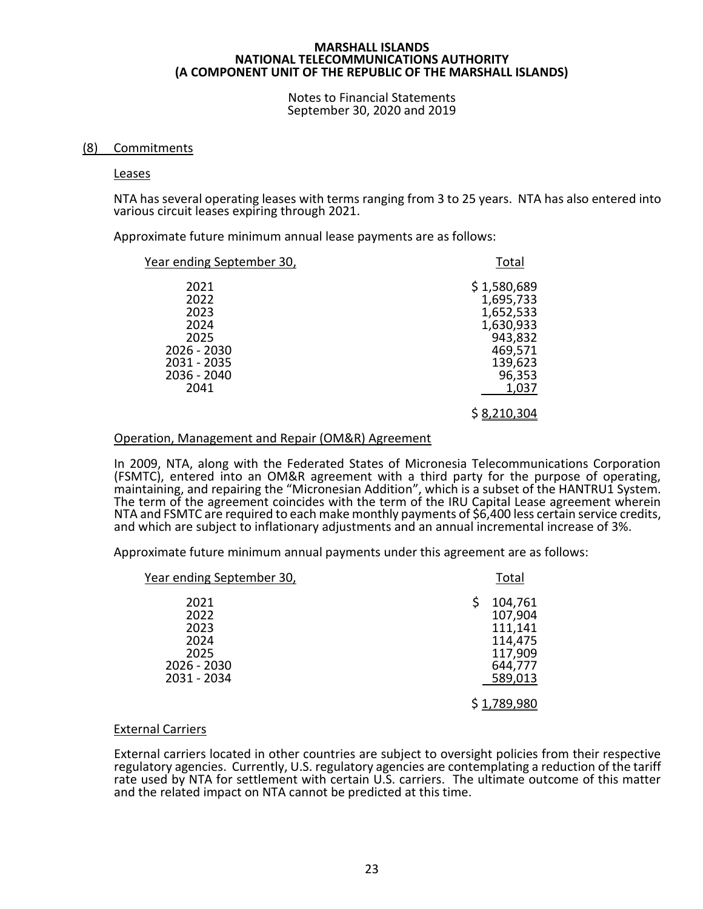# (8) Commitments

## Leases

NTA has several operating leases with terms ranging from 3 to 25 years. NTA has also entered into various circuit leases expiring through 2021.

Approximate future minimum annual lease payments are as follows:

| Year ending September 30, | Total |
|---|---|
| 2021 | $ 1,580,689 |
| 2022 | 1,695,733 |
| 2023 | 1,652,533 |
| 2024 | 1,630,933 |
| 2025 | 943,832 |
| 2026 - 2030 | 469,571 |
| 2031 - 2035 | 139,623 |
| 2036 - 2040 | 96,353 |
| 2041 | 1,037 |
| | $ 8,210,304 |

## Operation, Management and Repair (OM&R) Agreement

In 2009, NTA, along with the Federated States of Micronesia Telecommunications Corporation (FSMTC), entered into an OM&R agreement with a third party for the purpose of operating, maintaining, and repairing the "Micronesian Addition", which is a subset of the HANTRU1 System. The term of the agreement coincides with the term of the IRU Capital Lease agreement wherein NTA and FSMTC are required to each make monthly payments of $6,400 less certain service credits, and which are subject to inflationary adjustments and an annual incremental increase of 3%.

Approximate future minimum annual payments under this agreement are as follows:

| Year ending September 30, | Total |
|---|---|
| 2021 | $ 104,761 |
| 2022 | 107,904 |
| 2023 | 111,141 |
| 2024 | 114,475 |
| 2025 | 117,909 |
| 2026 - 2030 | 644,777 |
| 2031 - 2034 | 589,013 |
| | $ 1,789,980 |

## External Carriers

External carriers located in other countries are subject to oversight policies from their respective regulatory agencies. Currently, U.S. regulatory agencies are contemplating a reduction of the tariff rate used by NTA for settlement with certain U.S. carriers. The ultimate outcome of this matter and the related impact on NTA cannot be predicted at this time.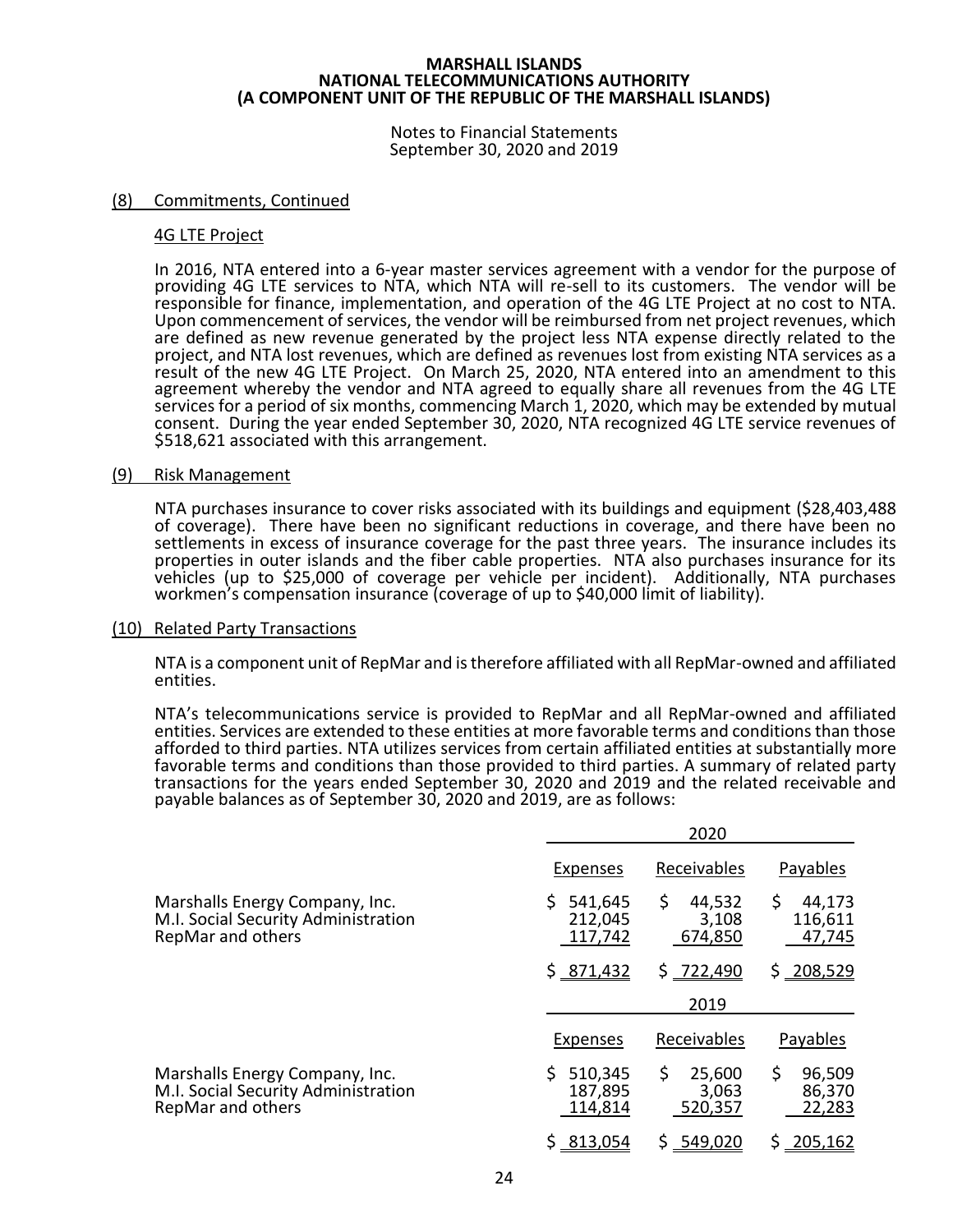MARSHALL ISLANDS
NATIONAL TELECOMMUNICATIONS AUTHORITY
(A COMPONENT UNIT OF THE REPUBLIC OF THE MARSHALL ISLANDS)

Notes to Financial Statements
September 30, 2020 and 2019

## (8) Commitments, Continued

### 4G LTE Project

In 2016, NTA entered into a 6-year master services agreement with a vendor for the purpose of providing 4G LTE services to NTA, which NTA will re-sell to its customers. The vendor will be responsible for finance, implementation, and operation of the 4G LTE Project at no cost to NTA. Upon commencement of services, the vendor will be reimbursed from net project revenues, which are defined as new revenue generated by the project less NTA expense directly related to the project, and NTA lost revenues, which are defined as revenues lost from existing NTA services as a result of the new 4G LTE Project. On March 25, 2020, NTA entered into an amendment to this agreement whereby the vendor and NTA agreed to equally share all revenues from the 4G LTE services for a period of six months, commencing March 1, 2020, which may be extended by mutual consent. During the year ended September 30, 2020, NTA recognized 4G LTE service revenues of $518,621 associated with this arrangement.

## (9) Risk Management

NTA purchases insurance to cover risks associated with its buildings and equipment ($28,403,488 of coverage). There have been no significant reductions in coverage, and there have been no settlements in excess of insurance coverage for the past three years. The insurance includes its properties in outer islands and the fiber cable properties. NTA also purchases insurance for its vehicles (up to $25,000 of coverage per vehicle per incident). Additionally, NTA purchases workmen's compensation insurance (coverage of up to $40,000 limit of liability).

## (10) Related Party Transactions

NTA is a component unit of RepMar and is therefore affiliated with all RepMar-owned and affiliated entities.

NTA's telecommunications service is provided to RepMar and all RepMar-owned and affiliated entities. Services are extended to these entities at more favorable terms and conditions than those afforded to third parties. NTA utilizes services from certain affiliated entities at substantially more favorable terms and conditions than those provided to third parties. A summary of related party transactions for the years ended September 30, 2020 and 2019 and the related receivable and payable balances as of September 30, 2020 and 2019, are as follows:

| | 2020 | | |
|---|---|---|---|
| | Expenses | Receivables | Payables |
| Marshalls Energy Company, Inc. | $ 541,645 | $ 44,532 | $ 44,173 |
| M.I. Social Security Administration | 212,045 | 3,108 | 116,611 |
| RepMar and others | 117,742 | 674,850 | 47,745 |
| | $ 871,432 | $ 722,490 | $ 208,529 |

| | 2019 | | |
|---|---|---|---|
| | Expenses | Receivables | Payables |
| Marshalls Energy Company, Inc. | $ 510,345 | $ 25,600 | $ 96,509 |
| M.I. Social Security Administration | 187,895 | 3,063 | 86,370 |
| RepMar and others | 114,814 | 520,357 | 22,283 |
| | $ 813,054 | $ 549,020 | $ 205,162 |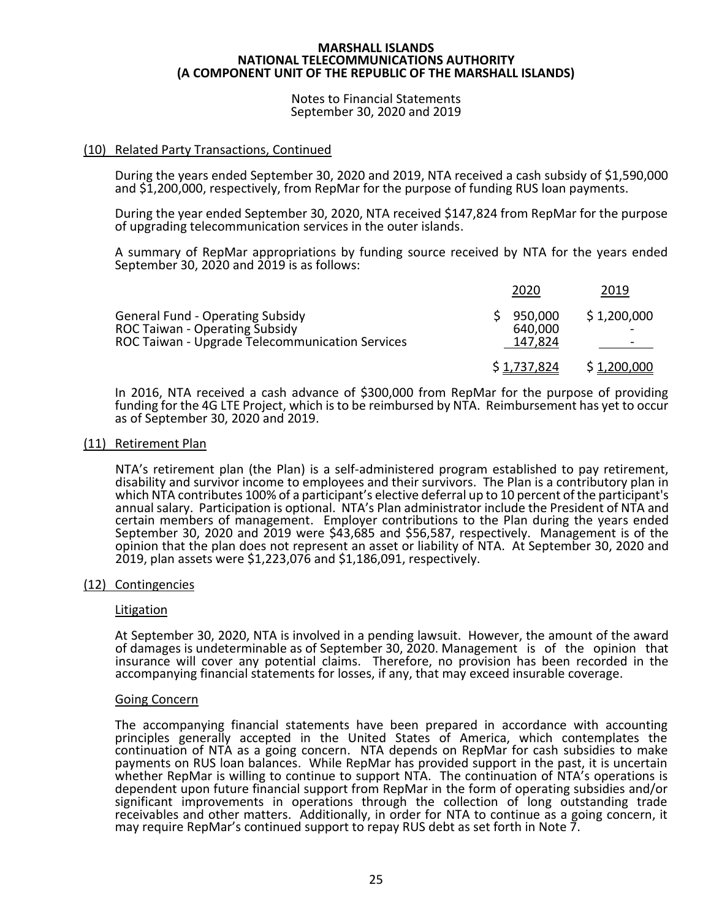# MARSHALL ISLANDS NATIONAL TELECOMMUNICATIONS AUTHORITY (A COMPONENT UNIT OF THE REPUBLIC OF THE MARSHALL ISLANDS)

Notes to Financial Statements
September 30, 2020 and 2019

## (10) Related Party Transactions, Continued

During the years ended September 30, 2020 and 2019, NTA received a cash subsidy of $1,590,000 and $1,200,000, respectively, from RepMar for the purpose of funding RUS loan payments.

During the year ended September 30, 2020, NTA received $147,824 from RepMar for the purpose of upgrading telecommunication services in the outer islands.

A summary of RepMar appropriations by funding source received by NTA for the years ended September 30, 2020 and 2019 is as follows:

| | 2020 | 2019 |
|---|---|---|
| General Fund - Operating Subsidy | $ 950,000 | $ 1,200,000 |
| ROC Taiwan - Operating Subsidy | 640,000 | - |
| ROC Taiwan - Upgrade Telecommunication Services | 147,824 | - |
| | $ 1,737,824 | $ 1,200,000 |

In 2016, NTA received a cash advance of $300,000 from RepMar for the purpose of providing funding for the 4G LTE Project, which is to be reimbursed by NTA. Reimbursement has yet to occur as of September 30, 2020 and 2019.

## (11) Retirement Plan

NTA's retirement plan (the Plan) is a self-administered program established to pay retirement, disability and survivor income to employees and their survivors. The Plan is a contributory plan in which NTA contributes 100% of a participant's elective deferral up to 10 percent of the participant's annual salary. Participation is optional. NTA's Plan administrator include the President of NTA and certain members of management. Employer contributions to the Plan during the years ended September 30, 2020 and 2019 were $43,685 and $56,587, respectively. Management is of the opinion that the plan does not represent an asset or liability of NTA. At September 30, 2020 and 2019, plan assets were $1,223,076 and $1,186,091, respectively.

## (12) Contingencies

### Litigation

At September 30, 2020, NTA is involved in a pending lawsuit. However, the amount of the award of damages is undeterminable as of September 30, 2020. Management is of the opinion that insurance will cover any potential claims. Therefore, no provision has been recorded in the accompanying financial statements for losses, if any, that may exceed insurable coverage.

### Going Concern

The accompanying financial statements have been prepared in accordance with accounting principles generally accepted in the United States of America, which contemplates the continuation of NTA as a going concern. NTA depends on RepMar for cash subsidies to make payments on RUS loan balances. While RepMar has provided support in the past, it is uncertain whether RepMar is willing to continue to support NTA. The continuation of NTA's operations is dependent upon future financial support from RepMar in the form of operating subsidies and/or significant improvements in operations through the collection of long outstanding trade receivables and other matters. Additionally, in order for NTA to continue as a going concern, it may require RepMar's continued support to repay RUS debt as set forth in Note 7.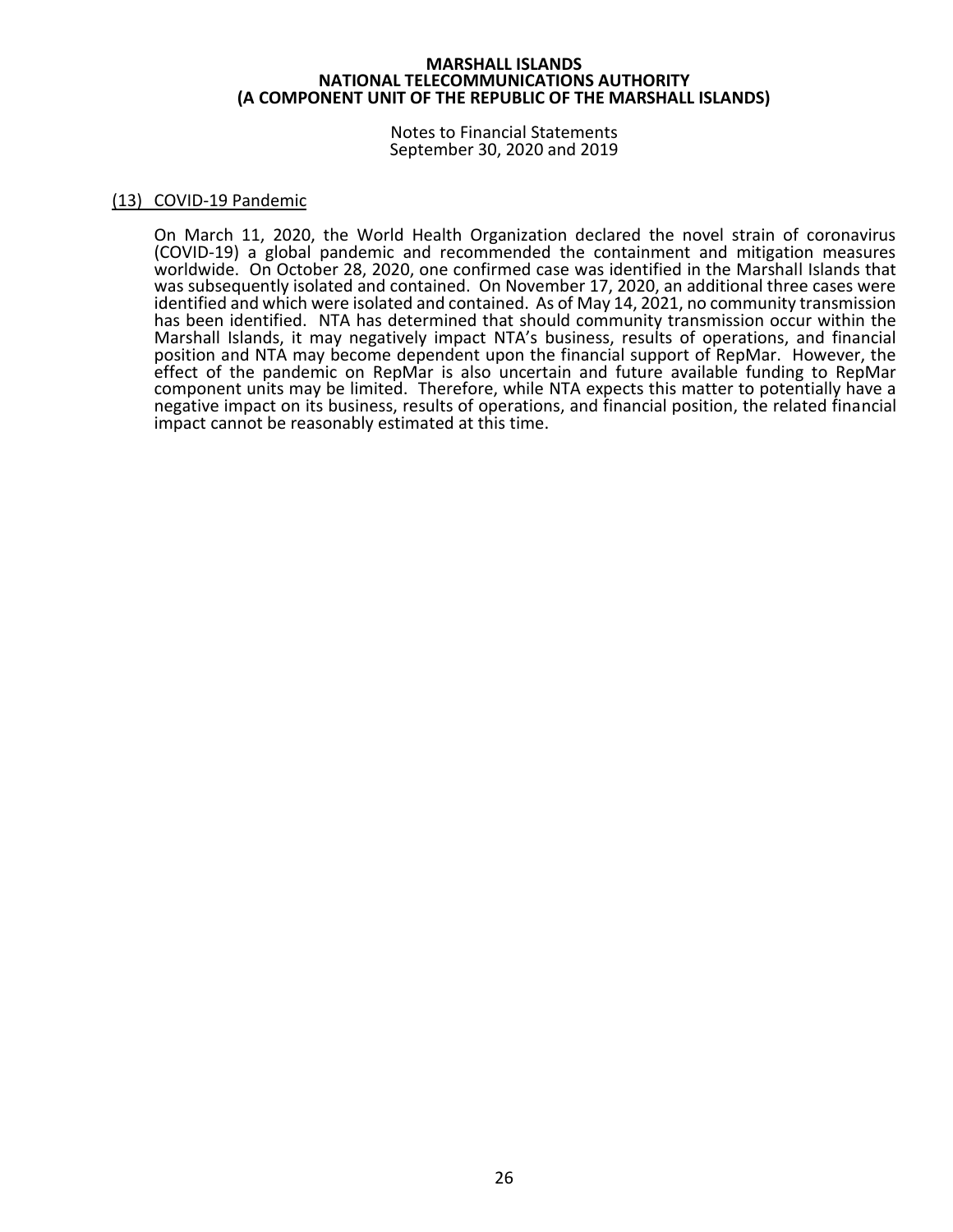## (13) COVID-19 Pandemic

On March 11, 2020, the World Health Organization declared the novel strain of coronavirus (COVID-19) a global pandemic and recommended the containment and mitigation measures worldwide. On October 28, 2020, one confirmed case was identified in the Marshall Islands that was subsequently isolated and contained. On November 17, 2020, an additional three cases were identified and which were isolated and contained. As of May 14, 2021, no community transmission has been identified. NTA has determined that should community transmission occur within the Marshall Islands, it may negatively impact NTA's business, results of operations, and financial position and NTA may become dependent upon the financial support of RepMar. However, the effect of the pandemic on RepMar is also uncertain and future available funding to RepMar component units may be limited. Therefore, while NTA expects this matter to potentially have a negative impact on its business, results of operations, and financial position, the related financial impact cannot be reasonably estimated at this time.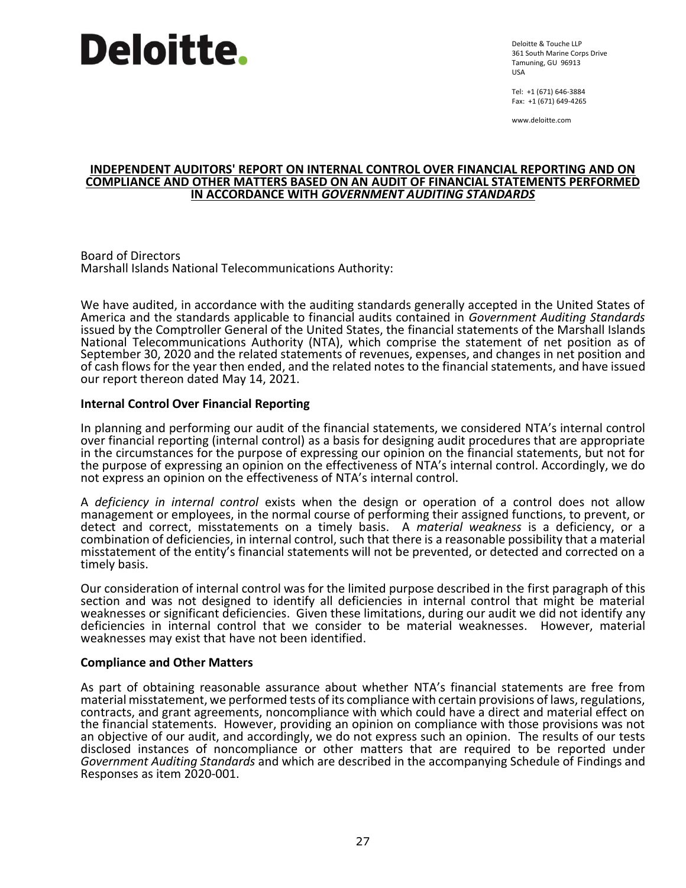Deloitte.

Deloitte & Touche LLP
361 South Marine Corps Drive
Tamuning, GU 96913
USA

Tel: +1 (671) 646-3884
Fax: +1 (671) 649-4265

www.deloitte.com

## INDEPENDENT AUDITORS' REPORT ON INTERNAL CONTROL OVER FINANCIAL REPORTING AND ON COMPLIANCE AND OTHER MATTERS BASED ON AN AUDIT OF FINANCIAL STATEMENTS PERFORMED IN ACCORDANCE WITH *GOVERNMENT AUDITING STANDARDS*

Board of Directors
Marshall Islands National Telecommunications Authority:

We have audited, in accordance with the auditing standards generally accepted in the United States of America and the standards applicable to financial audits contained in *Government Auditing Standards* issued by the Comptroller General of the United States, the financial statements of the Marshall Islands National Telecommunications Authority (NTA), which comprise the statement of net position as of September 30, 2020 and the related statements of revenues, expenses, and changes in net position and of cash flows for the year then ended, and the related notes to the financial statements, and have issued our report thereon dated May 14, 2021.

**Internal Control Over Financial Reporting**

In planning and performing our audit of the financial statements, we considered NTA's internal control over financial reporting (internal control) as a basis for designing audit procedures that are appropriate in the circumstances for the purpose of expressing our opinion on the financial statements, but not for the purpose of expressing an opinion on the effectiveness of NTA's internal control. Accordingly, we do not express an opinion on the effectiveness of NTA's internal control.

A *deficiency in internal control* exists when the design or operation of a control does not allow management or employees, in the normal course of performing their assigned functions, to prevent, or detect and correct, misstatements on a timely basis. A *material weakness* is a deficiency, or a combination of deficiencies, in internal control, such that there is a reasonable possibility that a material misstatement of the entity's financial statements will not be prevented, or detected and corrected on a timely basis.

Our consideration of internal control was for the limited purpose described in the first paragraph of this section and was not designed to identify all deficiencies in internal control that might be material weaknesses or significant deficiencies. Given these limitations, during our audit we did not identify any deficiencies in internal control that we consider to be material weaknesses. However, material weaknesses may exist that have not been identified.

**Compliance and Other Matters**

As part of obtaining reasonable assurance about whether NTA's financial statements are free from material misstatement, we performed tests of its compliance with certain provisions of laws, regulations, contracts, and grant agreements, noncompliance with which could have a direct and material effect on the financial statements. However, providing an opinion on compliance with those provisions was not an objective of our audit, and accordingly, we do not express such an opinion. The results of our tests disclosed instances of noncompliance or other matters that are required to be reported under *Government Auditing Standards* and which are described in the accompanying Schedule of Findings and Responses as item 2020-001.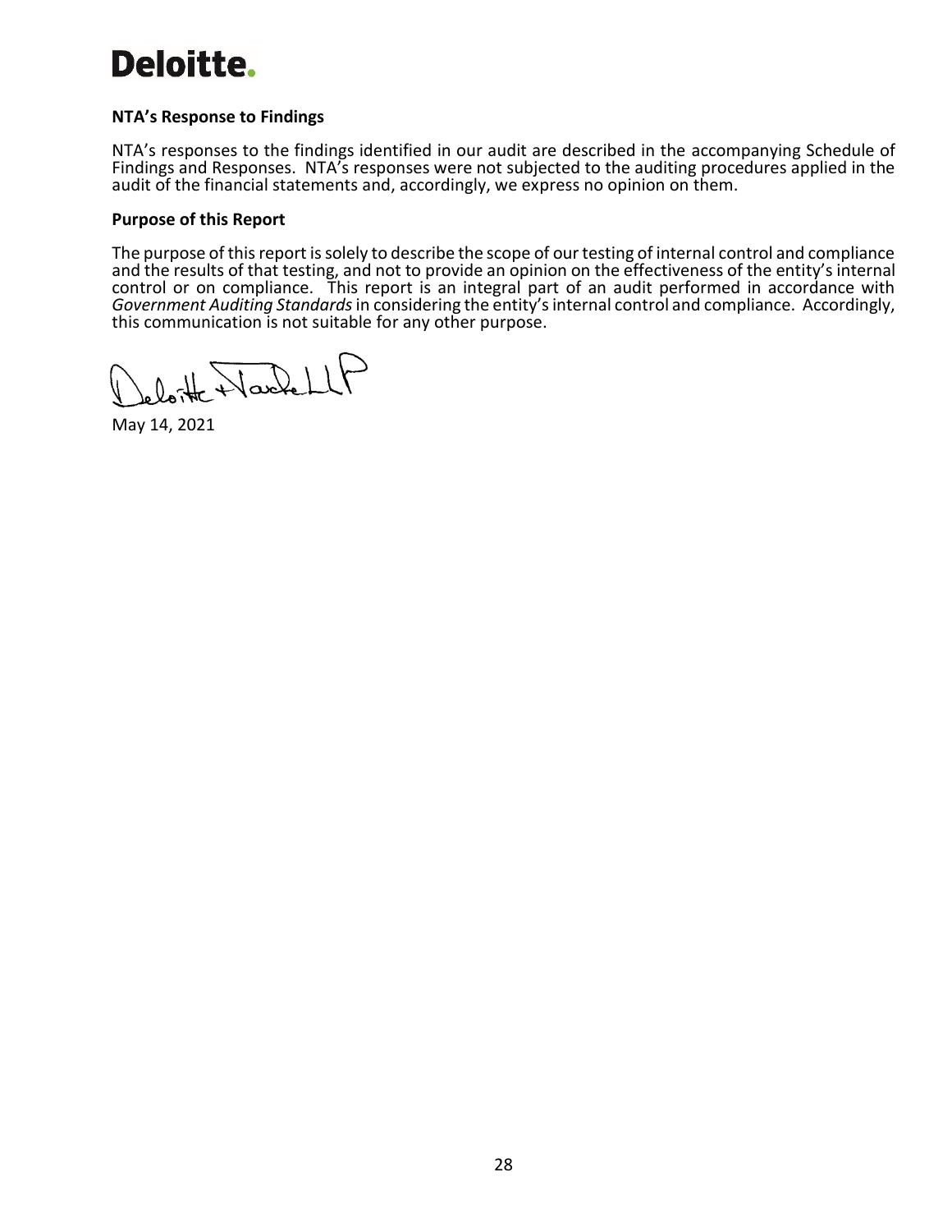**NTA's Response to Findings**

NTA's responses to the findings identified in our audit are described in the accompanying Schedule of Findings and Responses. NTA's responses were not subjected to the auditing procedures applied in the audit of the financial statements and, accordingly, we express no opinion on them.

**Purpose of this Report**

The purpose of this report is solely to describe the scope of our testing of internal control and compliance and the results of that testing, and not to provide an opinion on the effectiveness of the entity's internal control or on compliance. This report is an integral part of an audit performed in accordance with *Government Auditing Standards* in considering the entity's internal control and compliance. Accordingly, this communication is not suitable for any other purpose.

Deloitte & Touche LLP

May 14, 2021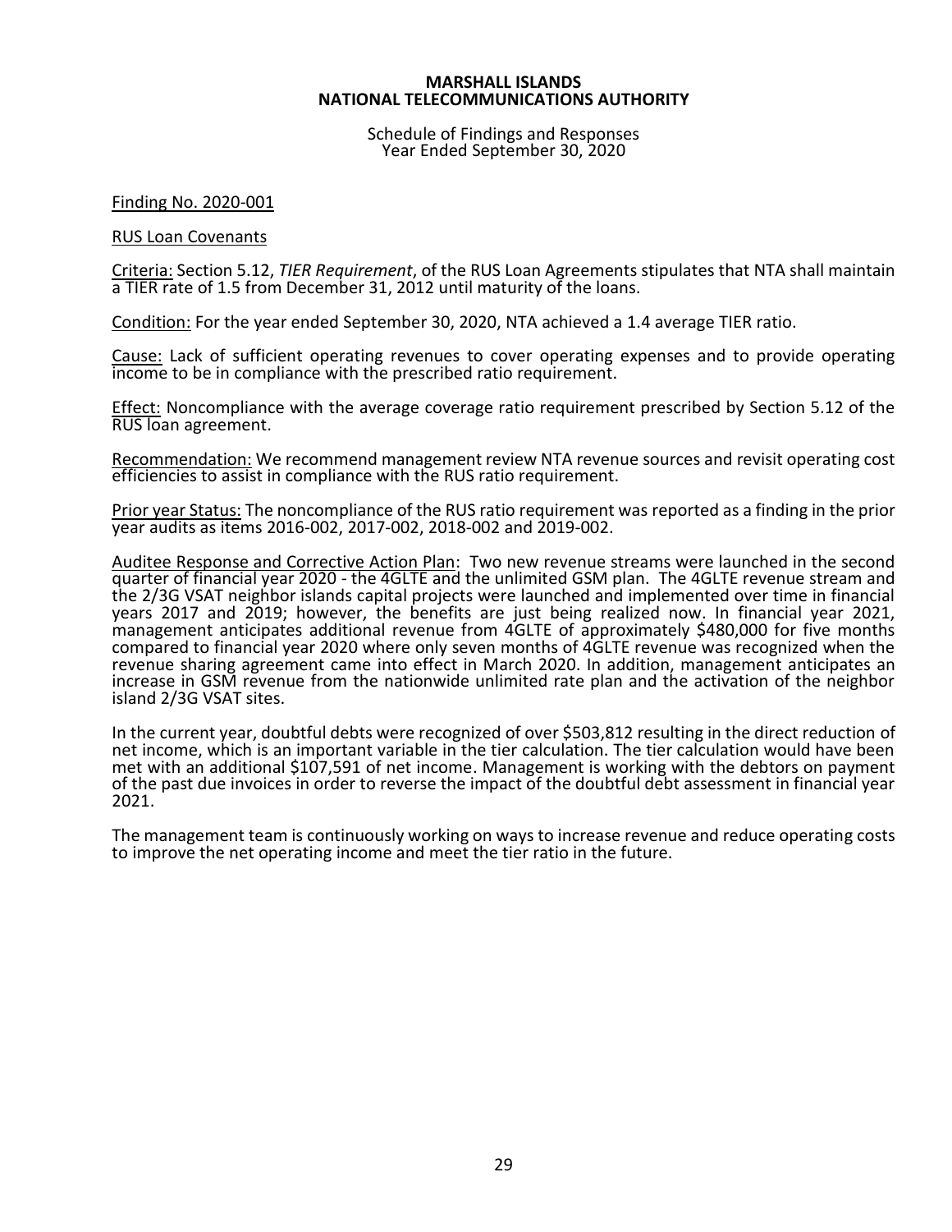**MARSHALL ISLANDS**
**NATIONAL TELECOMMUNICATIONS AUTHORITY**

Schedule of Findings and Responses
Year Ended September 30, 2020

Finding No. 2020-001

RUS Loan Covenants

Criteria: Section 5.12, *TIER Requirement*, of the RUS Loan Agreements stipulates that NTA shall maintain a TIER rate of 1.5 from December 31, 2012 until maturity of the loans.

Condition: For the year ended September 30, 2020, NTA achieved a 1.4 average TIER ratio.

Cause: Lack of sufficient operating revenues to cover operating expenses and to provide operating income to be in compliance with the prescribed ratio requirement.

Effect: Noncompliance with the average coverage ratio requirement prescribed by Section 5.12 of the RUS loan agreement.

Recommendation: We recommend management review NTA revenue sources and revisit operating cost efficiencies to assist in compliance with the RUS ratio requirement.

Prior year Status: The noncompliance of the RUS ratio requirement was reported as a finding in the prior year audits as items 2016-002, 2017-002, 2018-002 and 2019-002.

Auditee Response and Corrective Action Plan: Two new revenue streams were launched in the second quarter of financial year 2020 - the 4GLTE and the unlimited GSM plan. The 4GLTE revenue stream and the 2/3G VSAT neighbor islands capital projects were launched and implemented over time in financial years 2017 and 2019; however, the benefits are just being realized now. In financial year 2021, management anticipates additional revenue from 4GLTE of approximately $480,000 for five months compared to financial year 2020 where only seven months of 4GLTE revenue was recognized when the revenue sharing agreement came into effect in March 2020. In addition, management anticipates an increase in GSM revenue from the nationwide unlimited rate plan and the activation of the neighbor island 2/3G VSAT sites.

In the current year, doubtful debts were recognized of over $503,812 resulting in the direct reduction of net income, which is an important variable in the tier calculation. The tier calculation would have been met with an additional $107,591 of net income. Management is working with the debtors on payment of the past due invoices in order to reverse the impact of the doubtful debt assessment in financial year 2021.

The management team is continuously working on ways to increase revenue and reduce operating costs to improve the net operating income and meet the tier ratio in the future.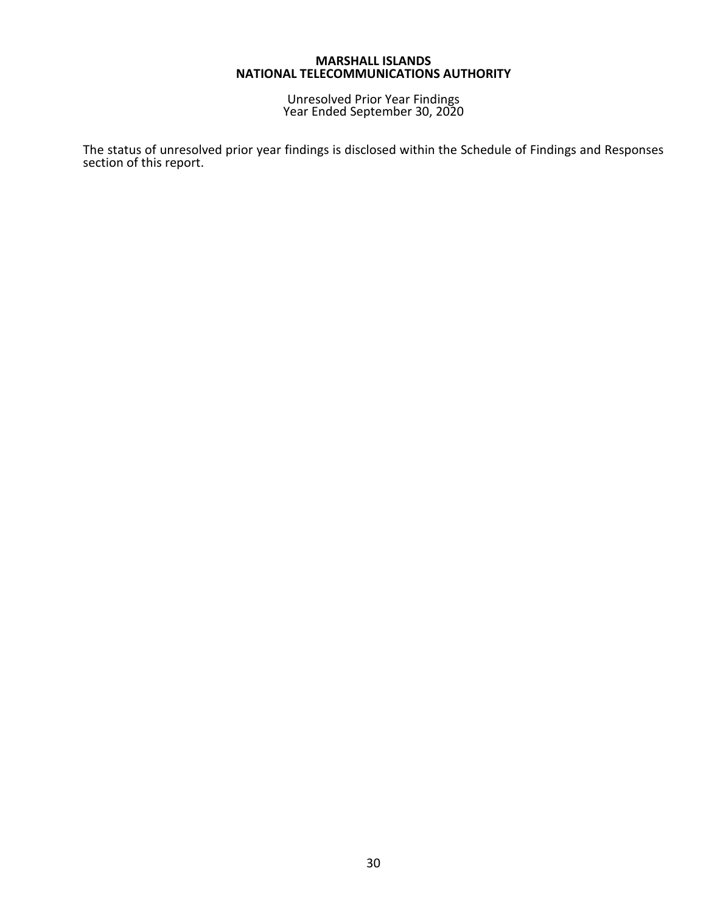**MARSHALL ISLANDS**
**NATIONAL TELECOMMUNICATIONS AUTHORITY**

Unresolved Prior Year Findings
Year Ended September 30, 2020

The status of unresolved prior year findings is disclosed within the Schedule of Findings and Responses section of this report.